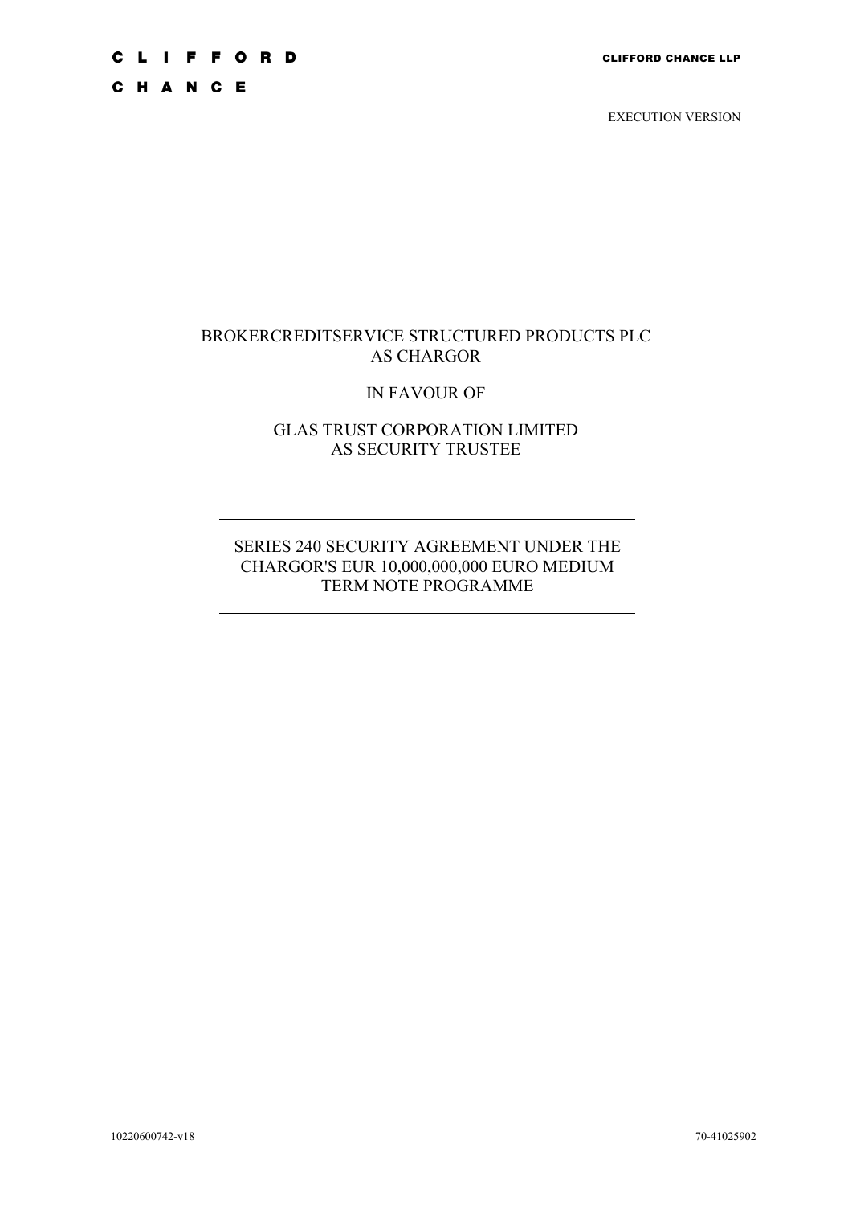CLIFFORD CHANCE

CLIFFORD CHANCE LLP

EXECUTION VERSION

BROKERCREDITSERVICE STRUCTURED PRODUCTS PLC
AS CHARGOR

IN FAVOUR OF

GLAS TRUST CORPORATION LIMITED
AS SECURITY TRUSTEE

---

SERIES 240 SECURITY AGREEMENT UNDER THE CHARGOR'S EUR 10,000,000,000 EURO MEDIUM TERM NOTE PROGRAMME

---

10220600742-v18

70-41025902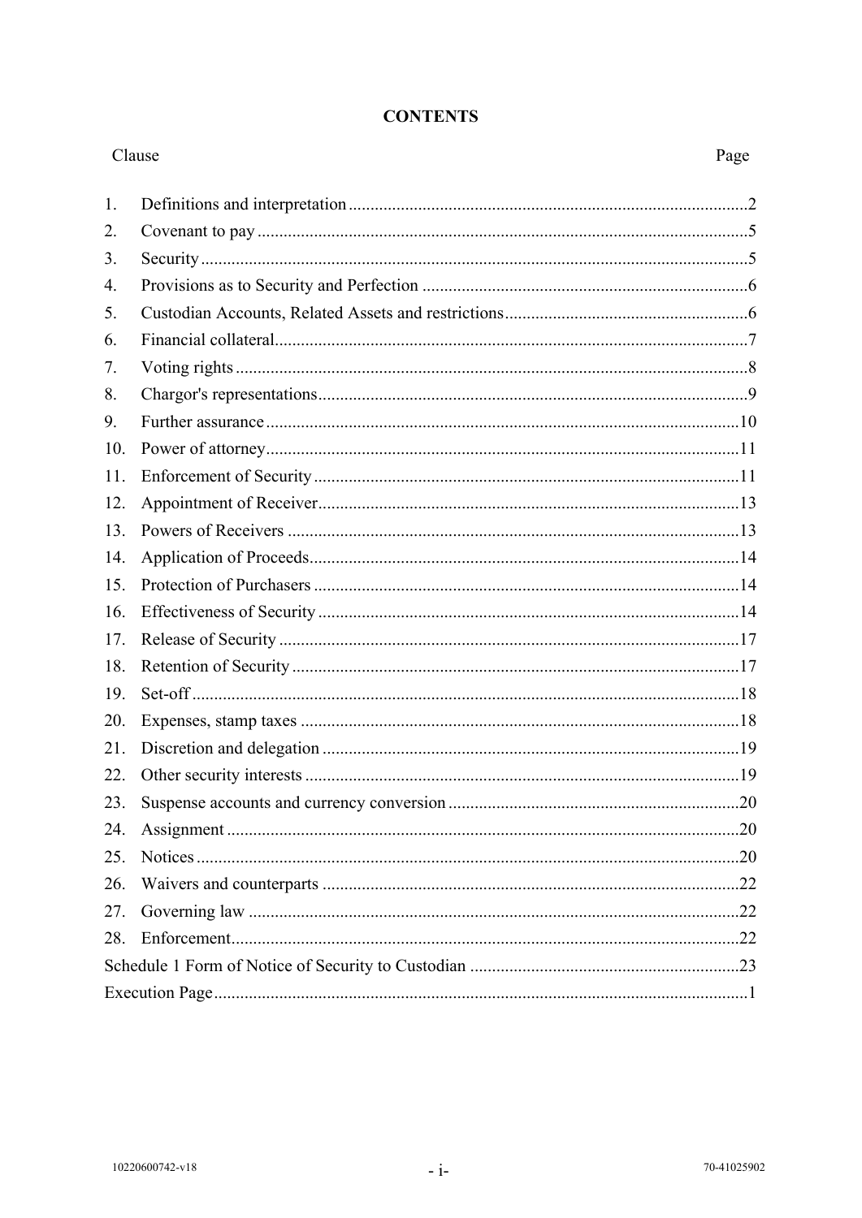# CONTENTS

| Clause | | Page |
|---|---|---|
| 1. | Definitions and interpretation | 2 |
| 2. | Covenant to pay | 5 |
| 3. | Security | 5 |
| 4. | Provisions as to Security and Perfection | 6 |
| 5. | Custodian Accounts, Related Assets and restrictions | 6 |
| 6. | Financial collateral | 7 |
| 7. | Voting rights | 8 |
| 8. | Chargor's representations | 9 |
| 9. | Further assurance | 10 |
| 10. | Power of attorney | 11 |
| 11. | Enforcement of Security | 11 |
| 12. | Appointment of Receiver | 13 |
| 13. | Powers of Receivers | 13 |
| 14. | Application of Proceeds | 14 |
| 15. | Protection of Purchasers | 14 |
| 16. | Effectiveness of Security | 14 |
| 17. | Release of Security | 17 |
| 18. | Retention of Security | 17 |
| 19. | Set-off | 18 |
| 20. | Expenses, stamp taxes | 18 |
| 21. | Discretion and delegation | 19 |
| 22. | Other security interests | 19 |
| 23. | Suspense accounts and currency conversion | 20 |
| 24. | Assignment | 20 |
| 25. | Notices | 20 |
| 26. | Waivers and counterparts | 22 |
| 27. | Governing law | 22 |
| 28. | Enforcement | 22 |
| Schedule 1 Form of Notice of Security to Custodian | | 23 |
| Execution Page | | 1 |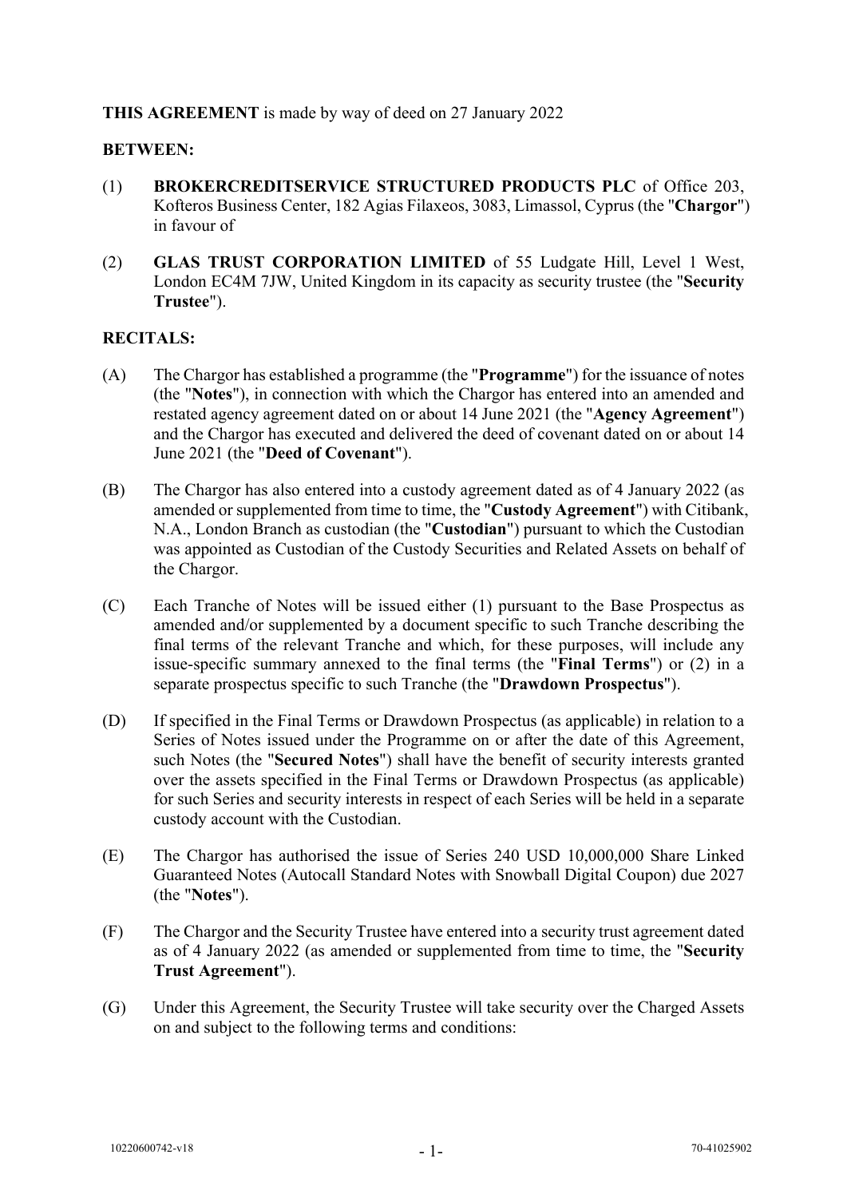**THIS AGREEMENT** is made by way of deed on 27 January 2022

**BETWEEN:**

(1) **BROKERCREDITSERVICE STRUCTURED PRODUCTS PLC** of Office 203, Kofteros Business Center, 182 Agias Filaxeos, 3083, Limassol, Cyprus (the "**Chargor**") in favour of

(2) **GLAS TRUST CORPORATION LIMITED** of 55 Ludgate Hill, Level 1 West, London EC4M 7JW, United Kingdom in its capacity as security trustee (the "**Security Trustee**").

**RECITALS:**

(A) The Chargor has established a programme (the "**Programme**") for the issuance of notes (the "**Notes**"), in connection with which the Chargor has entered into an amended and restated agency agreement dated on or about 14 June 2021 (the "**Agency Agreement**") and the Chargor has executed and delivered the deed of covenant dated on or about 14 June 2021 (the "**Deed of Covenant**").

(B) The Chargor has also entered into a custody agreement dated as of 4 January 2022 (as amended or supplemented from time to time, the "**Custody Agreement**") with Citibank, N.A., London Branch as custodian (the "**Custodian**") pursuant to which the Custodian was appointed as Custodian of the Custody Securities and Related Assets on behalf of the Chargor.

(C) Each Tranche of Notes will be issued either (1) pursuant to the Base Prospectus as amended and/or supplemented by a document specific to such Tranche describing the final terms of the relevant Tranche and which, for these purposes, will include any issue-specific summary annexed to the final terms (the "**Final Terms**") or (2) in a separate prospectus specific to such Tranche (the "**Drawdown Prospectus**").

(D) If specified in the Final Terms or Drawdown Prospectus (as applicable) in relation to a Series of Notes issued under the Programme on or after the date of this Agreement, such Notes (the "**Secured Notes**") shall have the benefit of security interests granted over the assets specified in the Final Terms or Drawdown Prospectus (as applicable) for such Series and security interests in respect of each Series will be held in a separate custody account with the Custodian.

(E) The Chargor has authorised the issue of Series 240 USD 10,000,000 Share Linked Guaranteed Notes (Autocall Standard Notes with Snowball Digital Coupon) due 2027 (the "**Notes**").

(F) The Chargor and the Security Trustee have entered into a security trust agreement dated as of 4 January 2022 (as amended or supplemented from time to time, the "**Security Trust Agreement**").

(G) Under this Agreement, the Security Trustee will take security over the Charged Assets on and subject to the following terms and conditions: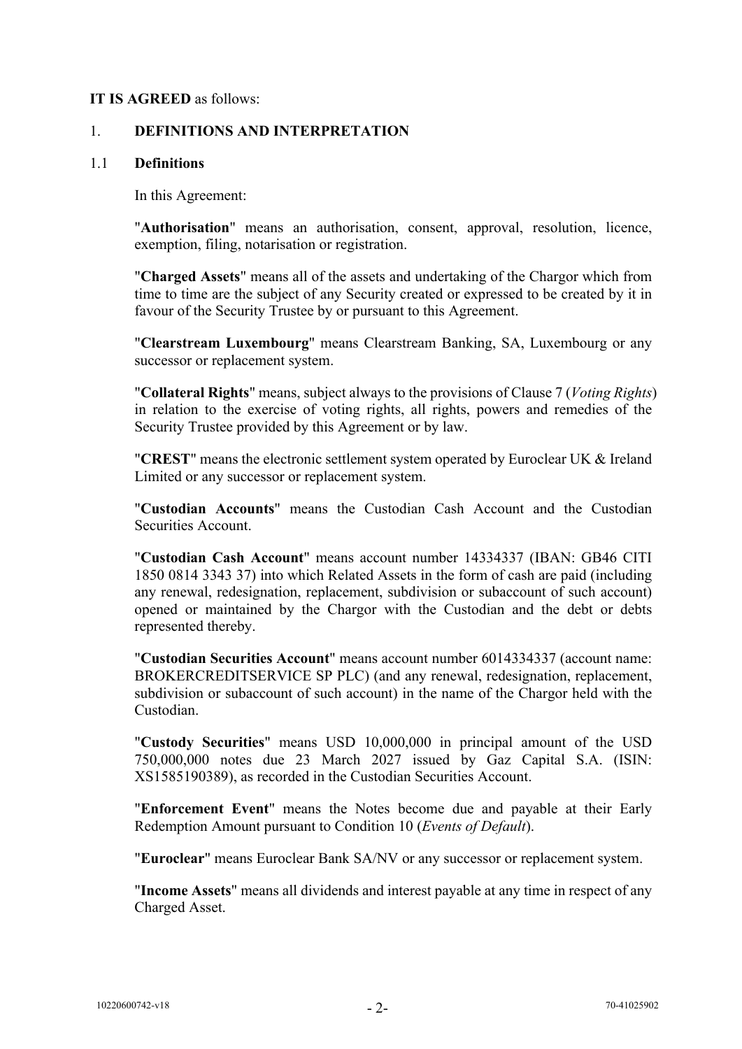**IT IS AGREED** as follows:

## 1. DEFINITIONS AND INTERPRETATION

### 1.1 Definitions

In this Agreement:

"**Authorisation**" means an authorisation, consent, approval, resolution, licence, exemption, filing, notarisation or registration.

"**Charged Assets**" means all of the assets and undertaking of the Chargor which from time to time are the subject of any Security created or expressed to be created by it in favour of the Security Trustee by or pursuant to this Agreement.

"**Clearstream Luxembourg**" means Clearstream Banking, SA, Luxembourg or any successor or replacement system.

"**Collateral Rights**" means, subject always to the provisions of Clause 7 (*Voting Rights*) in relation to the exercise of voting rights, all rights, powers and remedies of the Security Trustee provided by this Agreement or by law.

"**CREST**" means the electronic settlement system operated by Euroclear UK & Ireland Limited or any successor or replacement system.

"**Custodian Accounts**" means the Custodian Cash Account and the Custodian Securities Account.

"**Custodian Cash Account**" means account number 14334337 (IBAN: GB46 CITI 1850 0814 3343 37) into which Related Assets in the form of cash are paid (including any renewal, redesignation, replacement, subdivision or subaccount of such account) opened or maintained by the Chargor with the Custodian and the debt or debts represented thereby.

"**Custodian Securities Account**" means account number 6014334337 (account name: BROKERCREDITSERVICE SP PLC) (and any renewal, redesignation, replacement, subdivision or subaccount of such account) in the name of the Chargor held with the Custodian.

"**Custody Securities**" means USD 10,000,000 in principal amount of the USD 750,000,000 notes due 23 March 2027 issued by Gaz Capital S.A. (ISIN: XS1585190389), as recorded in the Custodian Securities Account.

"**Enforcement Event**" means the Notes become due and payable at their Early Redemption Amount pursuant to Condition 10 (*Events of Default*).

"**Euroclear**" means Euroclear Bank SA/NV or any successor or replacement system.

"**Income Assets**" means all dividends and interest payable at any time in respect of any Charged Asset.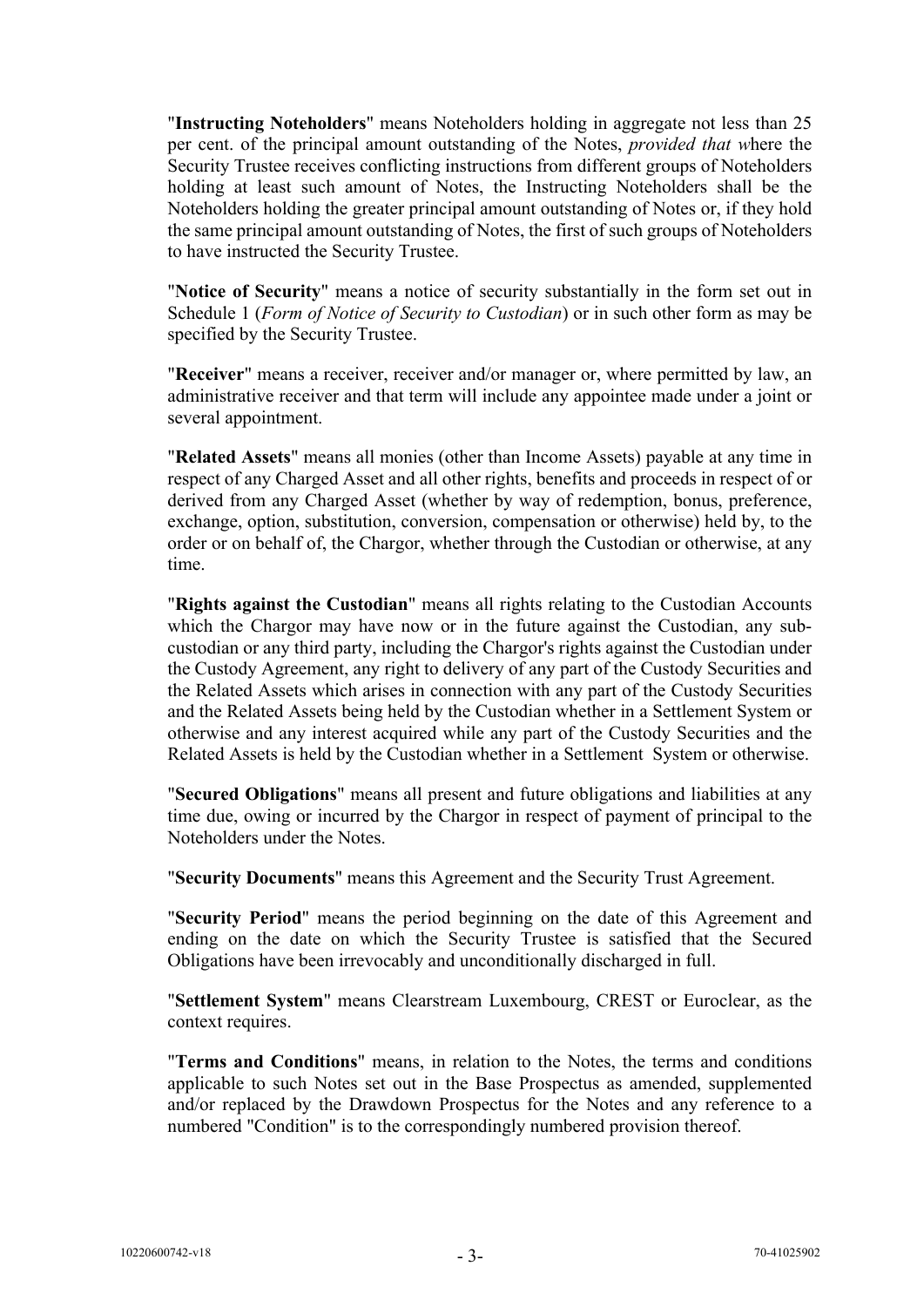"**Instructing Noteholders**" means Noteholders holding in aggregate not less than 25 per cent. of the principal amount outstanding of the Notes, *provided that w*here the Security Trustee receives conflicting instructions from different groups of Noteholders holding at least such amount of Notes, the Instructing Noteholders shall be the Noteholders holding the greater principal amount outstanding of Notes or, if they hold the same principal amount outstanding of Notes, the first of such groups of Noteholders to have instructed the Security Trustee.

"**Notice of Security**" means a notice of security substantially in the form set out in Schedule 1 (*Form of Notice of Security to Custodian*) or in such other form as may be specified by the Security Trustee.

"**Receiver**" means a receiver, receiver and/or manager or, where permitted by law, an administrative receiver and that term will include any appointee made under a joint or several appointment.

"**Related Assets**" means all monies (other than Income Assets) payable at any time in respect of any Charged Asset and all other rights, benefits and proceeds in respect of or derived from any Charged Asset (whether by way of redemption, bonus, preference, exchange, option, substitution, conversion, compensation or otherwise) held by, to the order or on behalf of, the Chargor, whether through the Custodian or otherwise, at any time.

"**Rights against the Custodian**" means all rights relating to the Custodian Accounts which the Chargor may have now or in the future against the Custodian, any sub-custodian or any third party, including the Chargor's rights against the Custodian under the Custody Agreement, any right to delivery of any part of the Custody Securities and the Related Assets which arises in connection with any part of the Custody Securities and the Related Assets being held by the Custodian whether in a Settlement System or otherwise and any interest acquired while any part of the Custody Securities and the Related Assets is held by the Custodian whether in a Settlement System or otherwise.

"**Secured Obligations**" means all present and future obligations and liabilities at any time due, owing or incurred by the Chargor in respect of payment of principal to the Noteholders under the Notes.

"**Security Documents**" means this Agreement and the Security Trust Agreement.

"**Security Period**" means the period beginning on the date of this Agreement and ending on the date on which the Security Trustee is satisfied that the Secured Obligations have been irrevocably and unconditionally discharged in full.

"**Settlement System**" means Clearstream Luxembourg, CREST or Euroclear, as the context requires.

"**Terms and Conditions**" means, in relation to the Notes, the terms and conditions applicable to such Notes set out in the Base Prospectus as amended, supplemented and/or replaced by the Drawdown Prospectus for the Notes and any reference to a numbered "Condition" is to the correspondingly numbered provision thereof.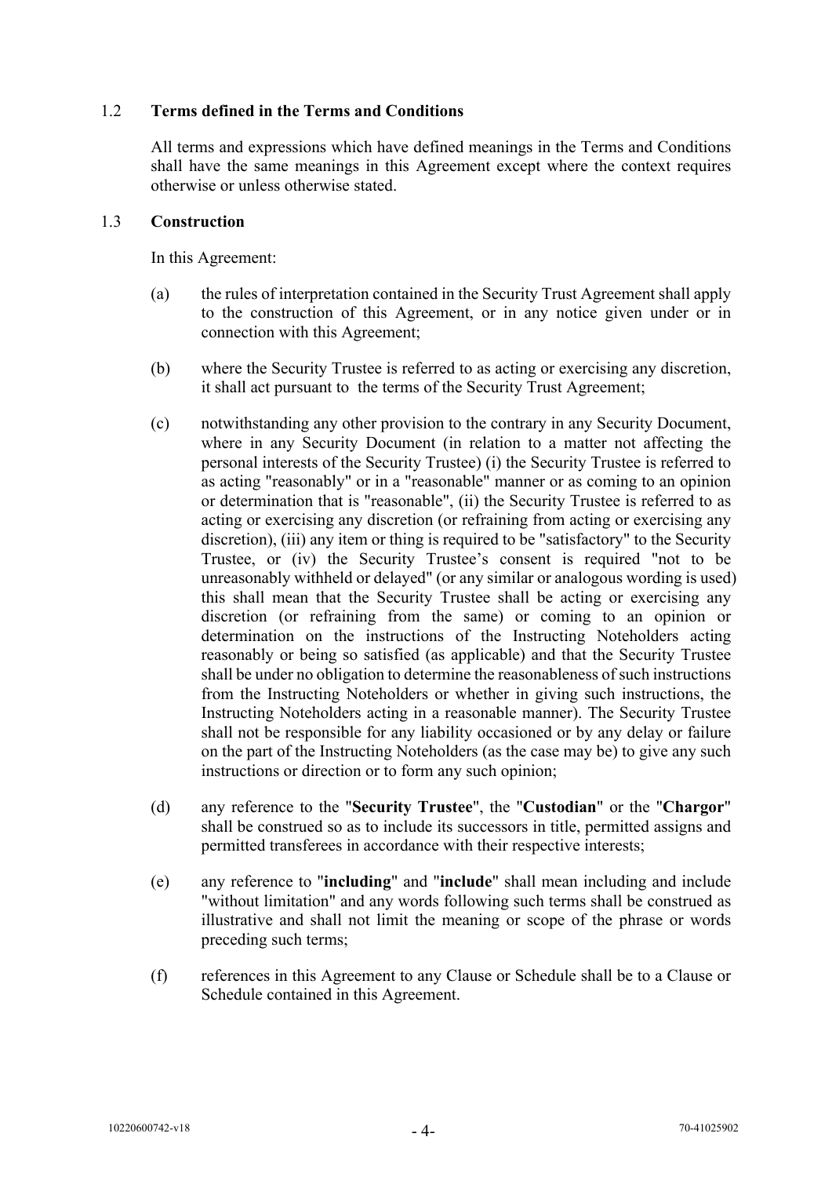### 1.2 **Terms defined in the Terms and Conditions**

All terms and expressions which have defined meanings in the Terms and Conditions shall have the same meanings in this Agreement except where the context requires otherwise or unless otherwise stated.

### 1.3 **Construction**

In this Agreement:

(a) the rules of interpretation contained in the Security Trust Agreement shall apply to the construction of this Agreement, or in any notice given under or in connection with this Agreement;

(b) where the Security Trustee is referred to as acting or exercising any discretion, it shall act pursuant to the terms of the Security Trust Agreement;

(c) notwithstanding any other provision to the contrary in any Security Document, where in any Security Document (in relation to a matter not affecting the personal interests of the Security Trustee) (i) the Security Trustee is referred to as acting "reasonably" or in a "reasonable" manner or as coming to an opinion or determination that is "reasonable", (ii) the Security Trustee is referred to as acting or exercising any discretion (or refraining from acting or exercising any discretion), (iii) any item or thing is required to be "satisfactory" to the Security Trustee, or (iv) the Security Trustee's consent is required "not to be unreasonably withheld or delayed" (or any similar or analogous wording is used) this shall mean that the Security Trustee shall be acting or exercising any discretion (or refraining from the same) or coming to an opinion or determination on the instructions of the Instructing Noteholders acting reasonably or being so satisfied (as applicable) and that the Security Trustee shall be under no obligation to determine the reasonableness of such instructions from the Instructing Noteholders or whether in giving such instructions, the Instructing Noteholders acting in a reasonable manner). The Security Trustee shall not be responsible for any liability occasioned or by any delay or failure on the part of the Instructing Noteholders (as the case may be) to give any such instructions or direction or to form any such opinion;

(d) any reference to the "**Security Trustee**", the "**Custodian**" or the "**Chargor**" shall be construed so as to include its successors in title, permitted assigns and permitted transferees in accordance with their respective interests;

(e) any reference to "**including**" and "**include**" shall mean including and include "without limitation" and any words following such terms shall be construed as illustrative and shall not limit the meaning or scope of the phrase or words preceding such terms;

(f) references in this Agreement to any Clause or Schedule shall be to a Clause or Schedule contained in this Agreement.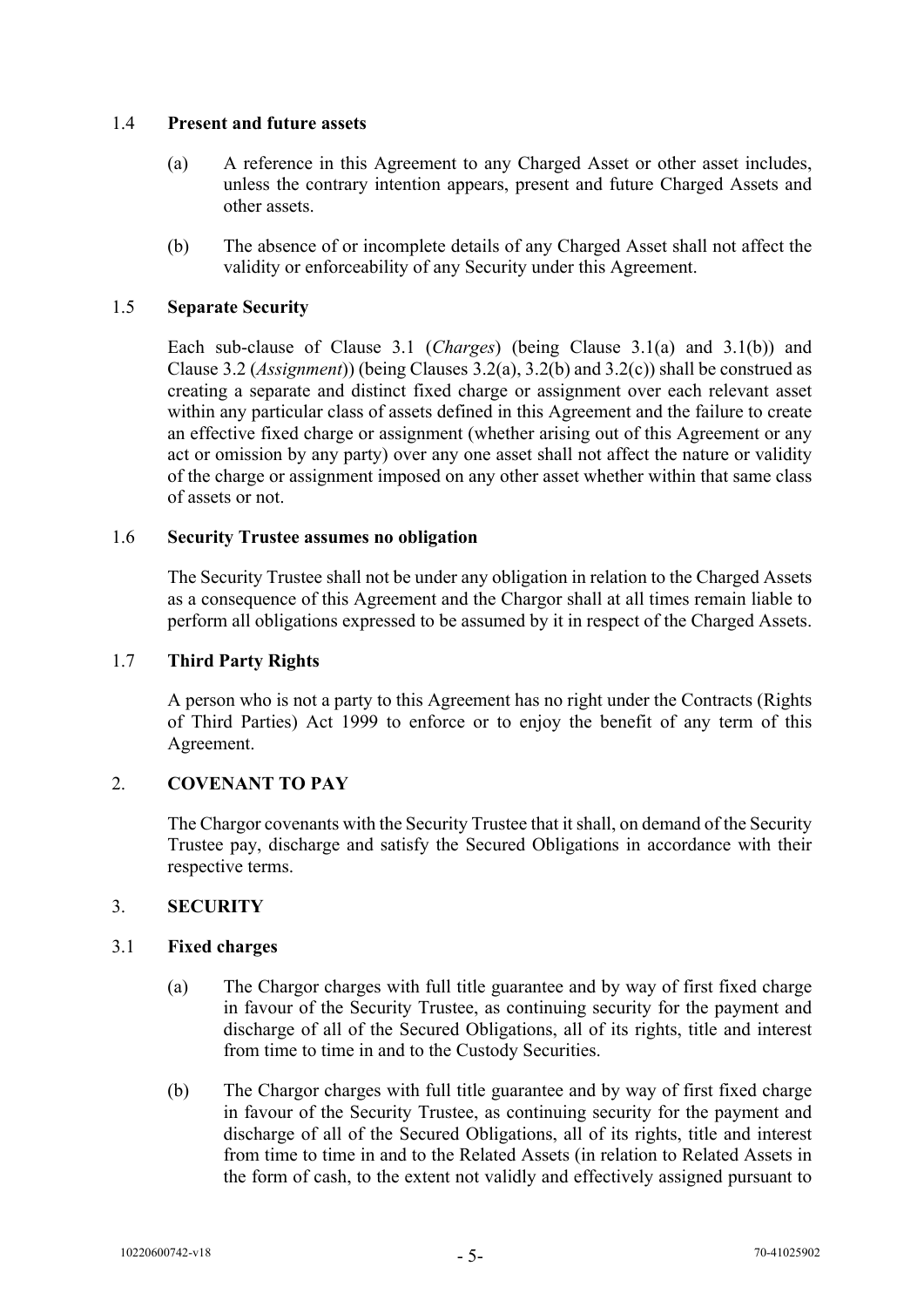### 1.4 **Present and future assets**

(a) A reference in this Agreement to any Charged Asset or other asset includes, unless the contrary intention appears, present and future Charged Assets and other assets.

(b) The absence of or incomplete details of any Charged Asset shall not affect the validity or enforceability of any Security under this Agreement.

### 1.5 **Separate Security**

Each sub-clause of Clause 3.1 (*Charges*) (being Clause 3.1(a) and 3.1(b)) and Clause 3.2 (*Assignment*)) (being Clauses 3.2(a), 3.2(b) and 3.2(c)) shall be construed as creating a separate and distinct fixed charge or assignment over each relevant asset within any particular class of assets defined in this Agreement and the failure to create an effective fixed charge or assignment (whether arising out of this Agreement or any act or omission by any party) over any one asset shall not affect the nature or validity of the charge or assignment imposed on any other asset whether within that same class of assets or not.

### 1.6 **Security Trustee assumes no obligation**

The Security Trustee shall not be under any obligation in relation to the Charged Assets as a consequence of this Agreement and the Chargor shall at all times remain liable to perform all obligations expressed to be assumed by it in respect of the Charged Assets.

### 1.7 **Third Party Rights**

A person who is not a party to this Agreement has no right under the Contracts (Rights of Third Parties) Act 1999 to enforce or to enjoy the benefit of any term of this Agreement.

## 2. **COVENANT TO PAY**

The Chargor covenants with the Security Trustee that it shall, on demand of the Security Trustee pay, discharge and satisfy the Secured Obligations in accordance with their respective terms.

## 3. **SECURITY**

### 3.1 **Fixed charges**

(a) The Chargor charges with full title guarantee and by way of first fixed charge in favour of the Security Trustee, as continuing security for the payment and discharge of all of the Secured Obligations, all of its rights, title and interest from time to time in and to the Custody Securities.

(b) The Chargor charges with full title guarantee and by way of first fixed charge in favour of the Security Trustee, as continuing security for the payment and discharge of all of the Secured Obligations, all of its rights, title and interest from time to time in and to the Related Assets (in relation to Related Assets in the form of cash, to the extent not validly and effectively assigned pursuant to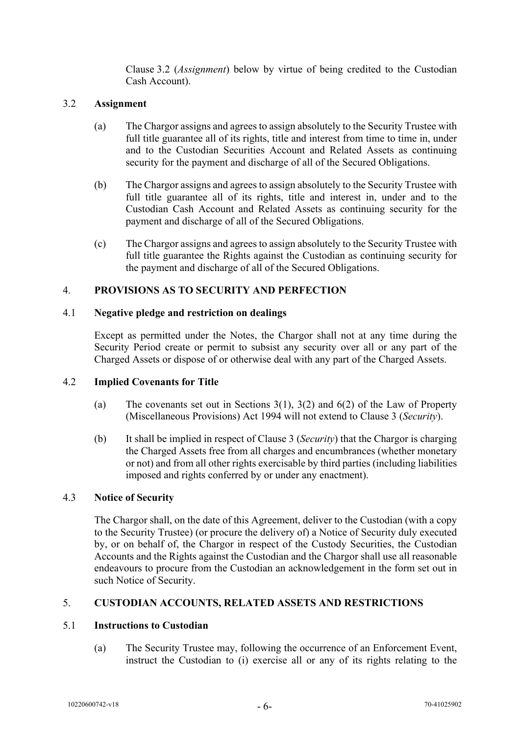Clause 3.2 (*Assignment*) below by virtue of being credited to the Custodian Cash Account).

### 3.2 Assignment

(a) The Chargor assigns and agrees to assign absolutely to the Security Trustee with full title guarantee all of its rights, title and interest from time to time in, under and to the Custodian Securities Account and Related Assets as continuing security for the payment and discharge of all of the Secured Obligations.

(b) The Chargor assigns and agrees to assign absolutely to the Security Trustee with full title guarantee all of its rights, title and interest in, under and to the Custodian Cash Account and Related Assets as continuing security for the payment and discharge of all of the Secured Obligations.

(c) The Chargor assigns and agrees to assign absolutely to the Security Trustee with full title guarantee the Rights against the Custodian as continuing security for the payment and discharge of all of the Secured Obligations.

## 4. PROVISIONS AS TO SECURITY AND PERFECTION

### 4.1 Negative pledge and restriction on dealings

Except as permitted under the Notes, the Chargor shall not at any time during the Security Period create or permit to subsist any security over all or any part of the Charged Assets or dispose of or otherwise deal with any part of the Charged Assets.

### 4.2 Implied Covenants for Title

(a) The covenants set out in Sections 3(1), 3(2) and 6(2) of the Law of Property (Miscellaneous Provisions) Act 1994 will not extend to Clause 3 (*Security*).

(b) It shall be implied in respect of Clause 3 (*Security*) that the Chargor is charging the Charged Assets free from all charges and encumbrances (whether monetary or not) and from all other rights exercisable by third parties (including liabilities imposed and rights conferred by or under any enactment).

### 4.3 Notice of Security

The Chargor shall, on the date of this Agreement, deliver to the Custodian (with a copy to the Security Trustee) (or procure the delivery of) a Notice of Security duly executed by, or on behalf of, the Chargor in respect of the Custody Securities, the Custodian Accounts and the Rights against the Custodian and the Chargor shall use all reasonable endeavours to procure from the Custodian an acknowledgement in the form set out in such Notice of Security.

## 5. CUSTODIAN ACCOUNTS, RELATED ASSETS AND RESTRICTIONS

### 5.1 Instructions to Custodian

(a) The Security Trustee may, following the occurrence of an Enforcement Event, instruct the Custodian to (i) exercise all or any of its rights relating to the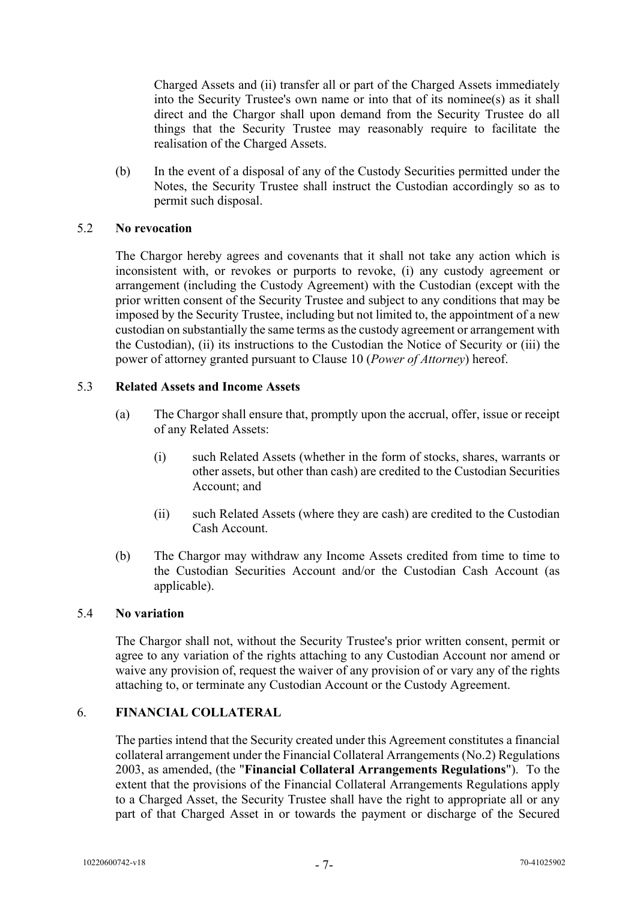Charged Assets and (ii) transfer all or part of the Charged Assets immediately into the Security Trustee's own name or into that of its nominee(s) as it shall direct and the Chargor shall upon demand from the Security Trustee do all things that the Security Trustee may reasonably require to facilitate the realisation of the Charged Assets.

(b) In the event of a disposal of any of the Custody Securities permitted under the Notes, the Security Trustee shall instruct the Custodian accordingly so as to permit such disposal.

5.2 **No revocation**

The Chargor hereby agrees and covenants that it shall not take any action which is inconsistent with, or revokes or purports to revoke, (i) any custody agreement or arrangement (including the Custody Agreement) with the Custodian (except with the prior written consent of the Security Trustee and subject to any conditions that may be imposed by the Security Trustee, including but not limited to, the appointment of a new custodian on substantially the same terms as the custody agreement or arrangement with the Custodian), (ii) its instructions to the Custodian the Notice of Security or (iii) the power of attorney granted pursuant to Clause 10 (*Power of Attorney*) hereof.

5.3 **Related Assets and Income Assets**

(a) The Chargor shall ensure that, promptly upon the accrual, offer, issue or receipt of any Related Assets:

(i) such Related Assets (whether in the form of stocks, shares, warrants or other assets, but other than cash) are credited to the Custodian Securities Account; and

(ii) such Related Assets (where they are cash) are credited to the Custodian Cash Account.

(b) The Chargor may withdraw any Income Assets credited from time to time to the Custodian Securities Account and/or the Custodian Cash Account (as applicable).

5.4 **No variation**

The Chargor shall not, without the Security Trustee's prior written consent, permit or agree to any variation of the rights attaching to any Custodian Account nor amend or waive any provision of, request the waiver of any provision of or vary any of the rights attaching to, or terminate any Custodian Account or the Custody Agreement.

6. **FINANCIAL COLLATERAL**

The parties intend that the Security created under this Agreement constitutes a financial collateral arrangement under the Financial Collateral Arrangements (No.2) Regulations 2003, as amended, (the "**Financial Collateral Arrangements Regulations**"). To the extent that the provisions of the Financial Collateral Arrangements Regulations apply to a Charged Asset, the Security Trustee shall have the right to appropriate all or any part of that Charged Asset in or towards the payment or discharge of the Secured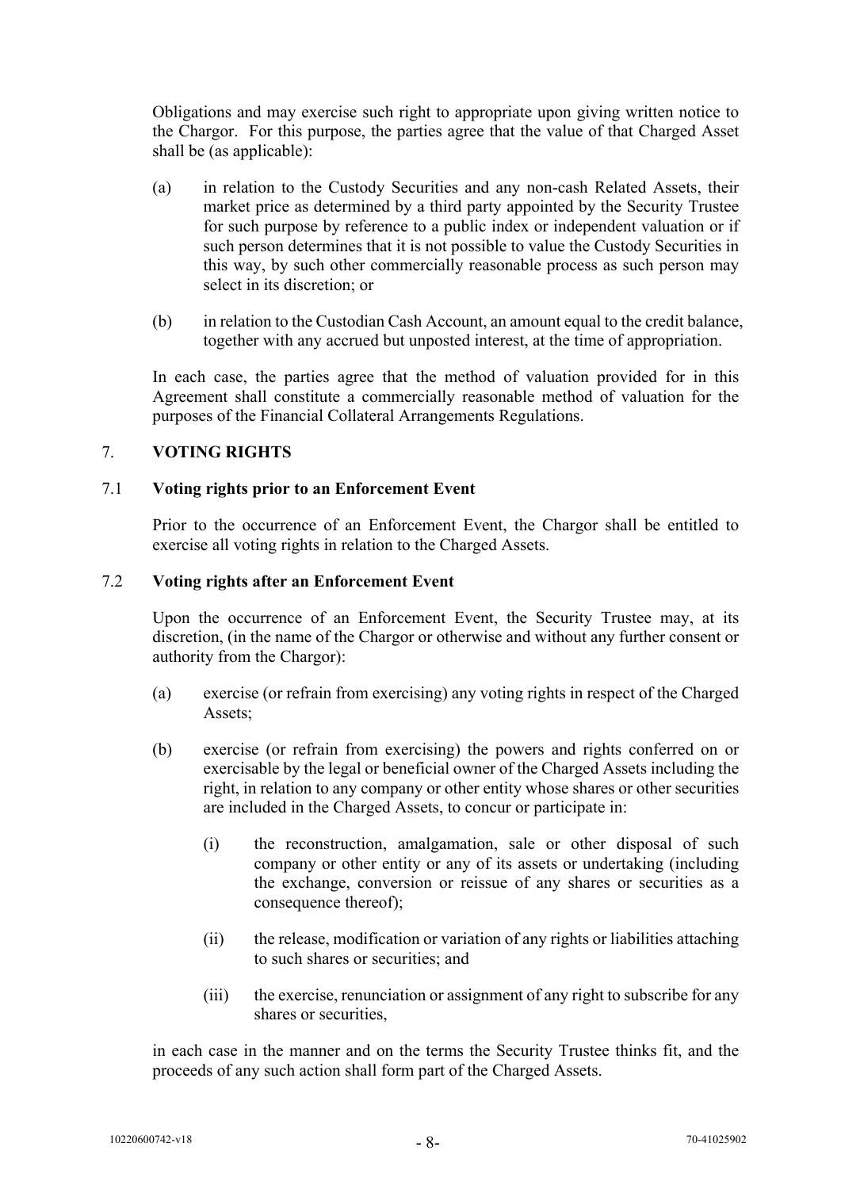Obligations and may exercise such right to appropriate upon giving written notice to the Chargor. For this purpose, the parties agree that the value of that Charged Asset shall be (as applicable):

(a) in relation to the Custody Securities and any non-cash Related Assets, their market price as determined by a third party appointed by the Security Trustee for such purpose by reference to a public index or independent valuation or if such person determines that it is not possible to value the Custody Securities in this way, by such other commercially reasonable process as such person may select in its discretion; or

(b) in relation to the Custodian Cash Account, an amount equal to the credit balance, together with any accrued but unposted interest, at the time of appropriation.

In each case, the parties agree that the method of valuation provided for in this Agreement shall constitute a commercially reasonable method of valuation for the purposes of the Financial Collateral Arrangements Regulations.

## 7. VOTING RIGHTS

### 7.1 Voting rights prior to an Enforcement Event

Prior to the occurrence of an Enforcement Event, the Chargor shall be entitled to exercise all voting rights in relation to the Charged Assets.

### 7.2 Voting rights after an Enforcement Event

Upon the occurrence of an Enforcement Event, the Security Trustee may, at its discretion, (in the name of the Chargor or otherwise and without any further consent or authority from the Chargor):

(a) exercise (or refrain from exercising) any voting rights in respect of the Charged Assets;

(b) exercise (or refrain from exercising) the powers and rights conferred on or exercisable by the legal or beneficial owner of the Charged Assets including the right, in relation to any company or other entity whose shares or other securities are included in the Charged Assets, to concur or participate in:

(i) the reconstruction, amalgamation, sale or other disposal of such company or other entity or any of its assets or undertaking (including the exchange, conversion or reissue of any shares or securities as a consequence thereof);

(ii) the release, modification or variation of any rights or liabilities attaching to such shares or securities; and

(iii) the exercise, renunciation or assignment of any right to subscribe for any shares or securities,

in each case in the manner and on the terms the Security Trustee thinks fit, and the proceeds of any such action shall form part of the Charged Assets.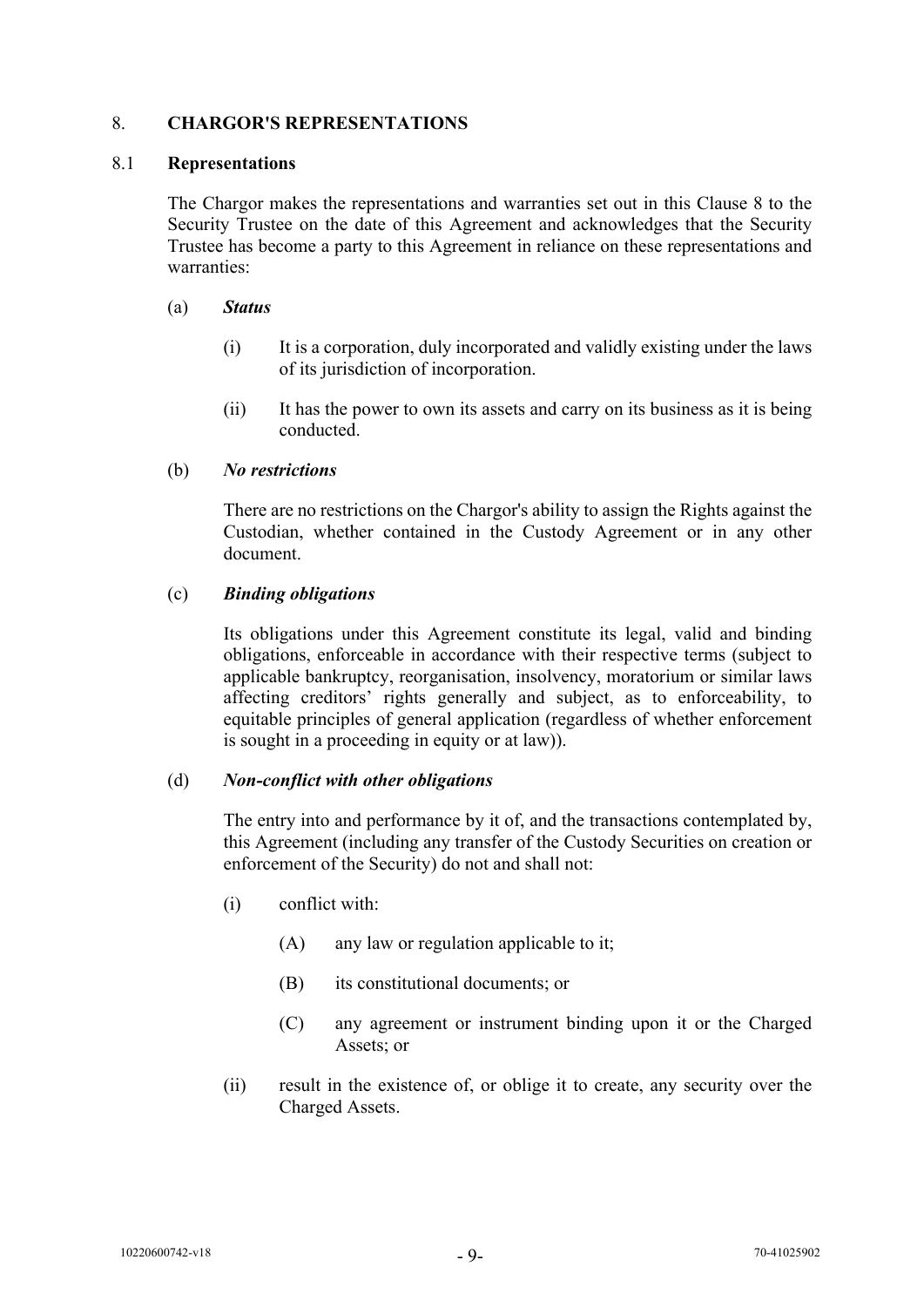## 8. CHARGOR'S REPRESENTATIONS

### 8.1 Representations

The Chargor makes the representations and warranties set out in this Clause 8 to the Security Trustee on the date of this Agreement and acknowledges that the Security Trustee has become a party to this Agreement in reliance on these representations and warranties:

(a) ***Status***

(i) It is a corporation, duly incorporated and validly existing under the laws of its jurisdiction of incorporation.

(ii) It has the power to own its assets and carry on its business as it is being conducted.

(b) ***No restrictions***

There are no restrictions on the Chargor's ability to assign the Rights against the Custodian, whether contained in the Custody Agreement or in any other document.

(c) ***Binding obligations***

Its obligations under this Agreement constitute its legal, valid and binding obligations, enforceable in accordance with their respective terms (subject to applicable bankruptcy, reorganisation, insolvency, moratorium or similar laws affecting creditors' rights generally and subject, as to enforceability, to equitable principles of general application (regardless of whether enforcement is sought in a proceeding in equity or at law)).

(d) ***Non-conflict with other obligations***

The entry into and performance by it of, and the transactions contemplated by, this Agreement (including any transfer of the Custody Securities on creation or enforcement of the Security) do not and shall not:

(i) conflict with:

(A) any law or regulation applicable to it;

(B) its constitutional documents; or

(C) any agreement or instrument binding upon it or the Charged Assets; or

(ii) result in the existence of, or oblige it to create, any security over the Charged Assets.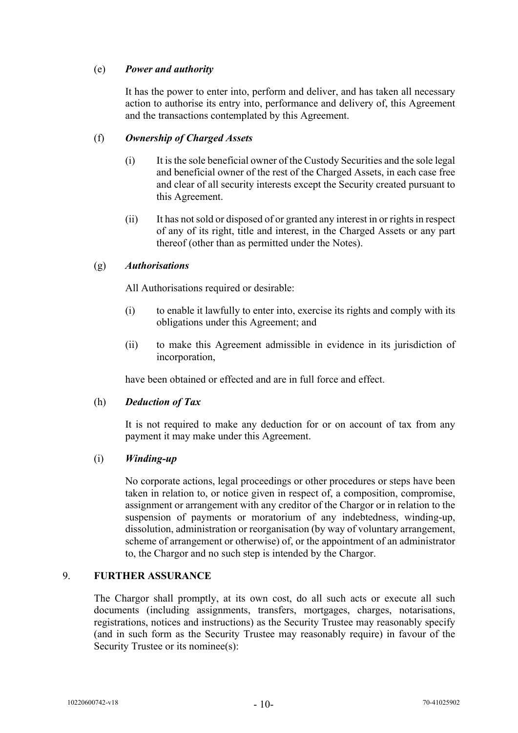(e) ***Power and authority***

It has the power to enter into, perform and deliver, and has taken all necessary action to authorise its entry into, performance and delivery of, this Agreement and the transactions contemplated by this Agreement.

(f) ***Ownership of Charged Assets***

(i) It is the sole beneficial owner of the Custody Securities and the sole legal and beneficial owner of the rest of the Charged Assets, in each case free and clear of all security interests except the Security created pursuant to this Agreement.

(ii) It has not sold or disposed of or granted any interest in or rights in respect of any of its right, title and interest, in the Charged Assets or any part thereof (other than as permitted under the Notes).

(g) ***Authorisations***

All Authorisations required or desirable:

(i) to enable it lawfully to enter into, exercise its rights and comply with its obligations under this Agreement; and

(ii) to make this Agreement admissible in evidence in its jurisdiction of incorporation,

have been obtained or effected and are in full force and effect.

(h) ***Deduction of Tax***

It is not required to make any deduction for or on account of tax from any payment it may make under this Agreement.

(i) ***Winding-up***

No corporate actions, legal proceedings or other procedures or steps have been taken in relation to, or notice given in respect of, a composition, compromise, assignment or arrangement with any creditor of the Chargor or in relation to the suspension of payments or moratorium of any indebtedness, winding-up, dissolution, administration or reorganisation (by way of voluntary arrangement, scheme of arrangement or otherwise) of, or the appointment of an administrator to, the Chargor and no such step is intended by the Chargor.

## 9. FURTHER ASSURANCE

The Chargor shall promptly, at its own cost, do all such acts or execute all such documents (including assignments, transfers, mortgages, charges, notarisations, registrations, notices and instructions) as the Security Trustee may reasonably specify (and in such form as the Security Trustee may reasonably require) in favour of the Security Trustee or its nominee(s):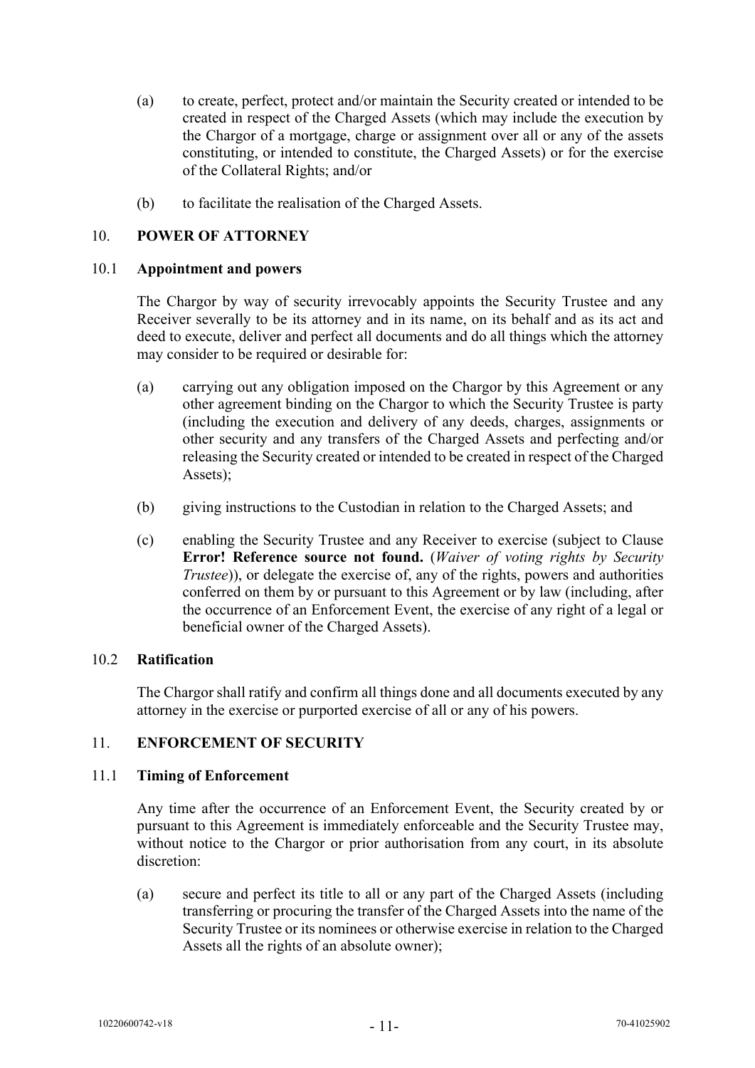(a) to create, perfect, protect and/or maintain the Security created or intended to be created in respect of the Charged Assets (which may include the execution by the Chargor of a mortgage, charge or assignment over all or any of the assets constituting, or intended to constitute, the Charged Assets) or for the exercise of the Collateral Rights; and/or

(b) to facilitate the realisation of the Charged Assets.

## 10. POWER OF ATTORNEY

### 10.1 Appointment and powers

The Chargor by way of security irrevocably appoints the Security Trustee and any Receiver severally to be its attorney and in its name, on its behalf and as its act and deed to execute, deliver and perfect all documents and do all things which the attorney may consider to be required or desirable for:

(a) carrying out any obligation imposed on the Chargor by this Agreement or any other agreement binding on the Chargor to which the Security Trustee is party (including the execution and delivery of any deeds, charges, assignments or other security and any transfers of the Charged Assets and perfecting and/or releasing the Security created or intended to be created in respect of the Charged Assets);

(b) giving instructions to the Custodian in relation to the Charged Assets; and

(c) enabling the Security Trustee and any Receiver to exercise (subject to Clause **Error! Reference source not found.** (*Waiver of voting rights by Security Trustee*)), or delegate the exercise of, any of the rights, powers and authorities conferred on them by or pursuant to this Agreement or by law (including, after the occurrence of an Enforcement Event, the exercise of any right of a legal or beneficial owner of the Charged Assets).

### 10.2 Ratification

The Chargor shall ratify and confirm all things done and all documents executed by any attorney in the exercise or purported exercise of all or any of his powers.

## 11. ENFORCEMENT OF SECURITY

### 11.1 Timing of Enforcement

Any time after the occurrence of an Enforcement Event, the Security created by or pursuant to this Agreement is immediately enforceable and the Security Trustee may, without notice to the Chargor or prior authorisation from any court, in its absolute discretion:

(a) secure and perfect its title to all or any part of the Charged Assets (including transferring or procuring the transfer of the Charged Assets into the name of the Security Trustee or its nominees or otherwise exercise in relation to the Charged Assets all the rights of an absolute owner);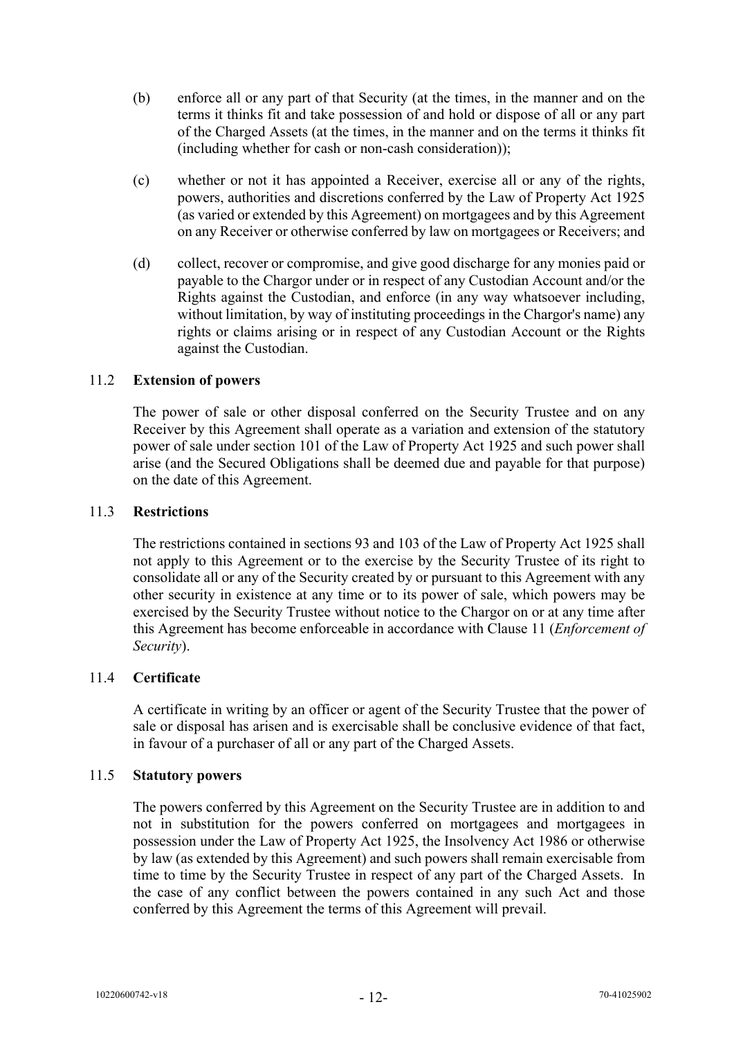(b) enforce all or any part of that Security (at the times, in the manner and on the terms it thinks fit and take possession of and hold or dispose of all or any part of the Charged Assets (at the times, in the manner and on the terms it thinks fit (including whether for cash or non-cash consideration));

(c) whether or not it has appointed a Receiver, exercise all or any of the rights, powers, authorities and discretions conferred by the Law of Property Act 1925 (as varied or extended by this Agreement) on mortgagees and by this Agreement on any Receiver or otherwise conferred by law on mortgagees or Receivers; and

(d) collect, recover or compromise, and give good discharge for any monies paid or payable to the Chargor under or in respect of any Custodian Account and/or the Rights against the Custodian, and enforce (in any way whatsoever including, without limitation, by way of instituting proceedings in the Chargor's name) any rights or claims arising or in respect of any Custodian Account or the Rights against the Custodian.

### 11.2 Extension of powers

The power of sale or other disposal conferred on the Security Trustee and on any Receiver by this Agreement shall operate as a variation and extension of the statutory power of sale under section 101 of the Law of Property Act 1925 and such power shall arise (and the Secured Obligations shall be deemed due and payable for that purpose) on the date of this Agreement.

### 11.3 Restrictions

The restrictions contained in sections 93 and 103 of the Law of Property Act 1925 shall not apply to this Agreement or to the exercise by the Security Trustee of its right to consolidate all or any of the Security created by or pursuant to this Agreement with any other security in existence at any time or to its power of sale, which powers may be exercised by the Security Trustee without notice to the Chargor on or at any time after this Agreement has become enforceable in accordance with Clause 11 (*Enforcement of Security*).

### 11.4 Certificate

A certificate in writing by an officer or agent of the Security Trustee that the power of sale or disposal has arisen and is exercisable shall be conclusive evidence of that fact, in favour of a purchaser of all or any part of the Charged Assets.

### 11.5 Statutory powers

The powers conferred by this Agreement on the Security Trustee are in addition to and not in substitution for the powers conferred on mortgagees and mortgagees in possession under the Law of Property Act 1925, the Insolvency Act 1986 or otherwise by law (as extended by this Agreement) and such powers shall remain exercisable from time to time by the Security Trustee in respect of any part of the Charged Assets. In the case of any conflict between the powers contained in any such Act and those conferred by this Agreement the terms of this Agreement will prevail.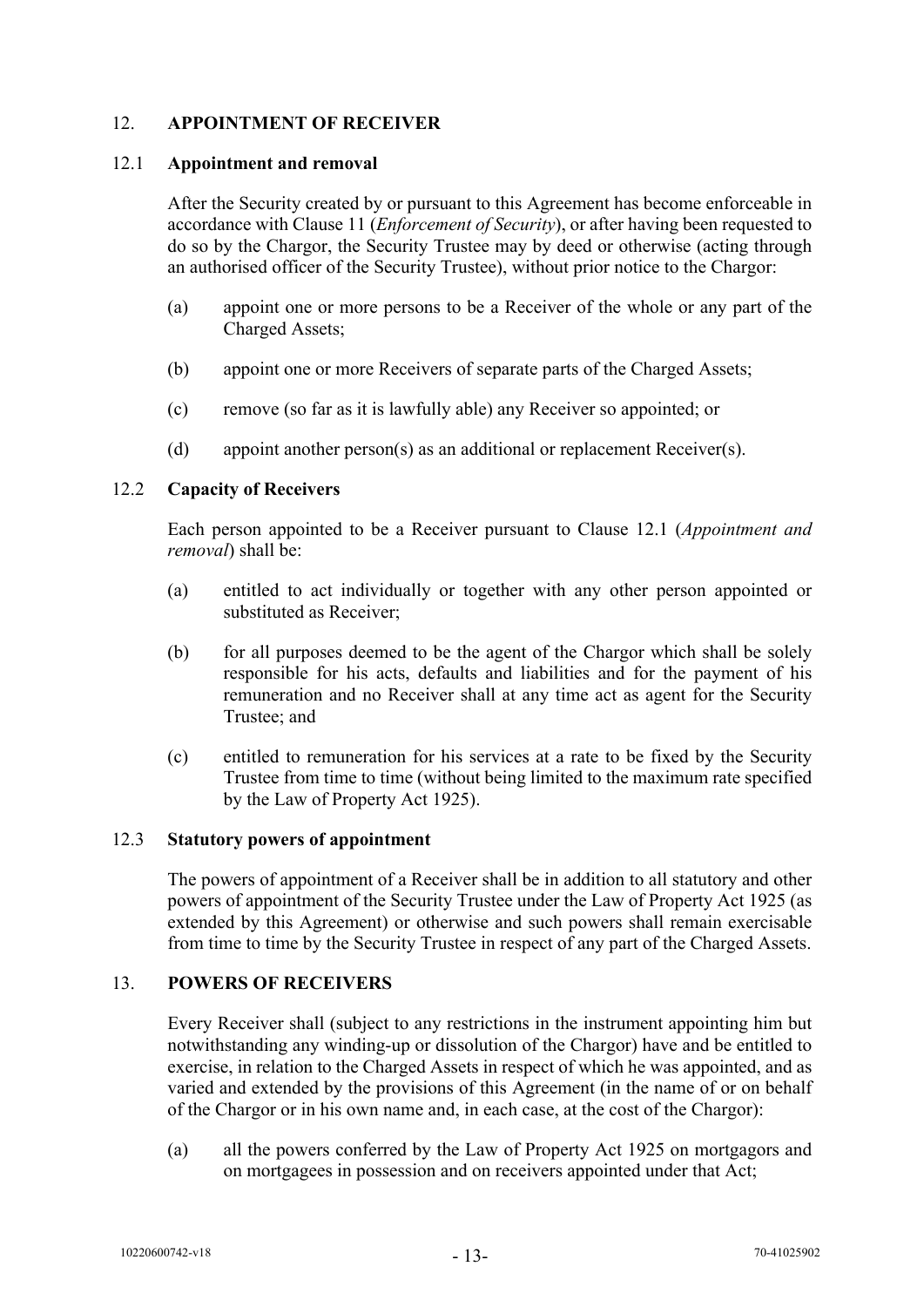## 12. APPOINTMENT OF RECEIVER

### 12.1 Appointment and removal

After the Security created by or pursuant to this Agreement has become enforceable in accordance with Clause 11 (*Enforcement of Security*), or after having been requested to do so by the Chargor, the Security Trustee may by deed or otherwise (acting through an authorised officer of the Security Trustee), without prior notice to the Chargor:

(a) appoint one or more persons to be a Receiver of the whole or any part of the Charged Assets;

(b) appoint one or more Receivers of separate parts of the Charged Assets;

(c) remove (so far as it is lawfully able) any Receiver so appointed; or

(d) appoint another person(s) as an additional or replacement Receiver(s).

### 12.2 Capacity of Receivers

Each person appointed to be a Receiver pursuant to Clause 12.1 (*Appointment and removal*) shall be:

(a) entitled to act individually or together with any other person appointed or substituted as Receiver;

(b) for all purposes deemed to be the agent of the Chargor which shall be solely responsible for his acts, defaults and liabilities and for the payment of his remuneration and no Receiver shall at any time act as agent for the Security Trustee; and

(c) entitled to remuneration for his services at a rate to be fixed by the Security Trustee from time to time (without being limited to the maximum rate specified by the Law of Property Act 1925).

### 12.3 Statutory powers of appointment

The powers of appointment of a Receiver shall be in addition to all statutory and other powers of appointment of the Security Trustee under the Law of Property Act 1925 (as extended by this Agreement) or otherwise and such powers shall remain exercisable from time to time by the Security Trustee in respect of any part of the Charged Assets.

## 13. POWERS OF RECEIVERS

Every Receiver shall (subject to any restrictions in the instrument appointing him but notwithstanding any winding-up or dissolution of the Chargor) have and be entitled to exercise, in relation to the Charged Assets in respect of which he was appointed, and as varied and extended by the provisions of this Agreement (in the name of or on behalf of the Chargor or in his own name and, in each case, at the cost of the Chargor):

(a) all the powers conferred by the Law of Property Act 1925 on mortgagors and on mortgagees in possession and on receivers appointed under that Act;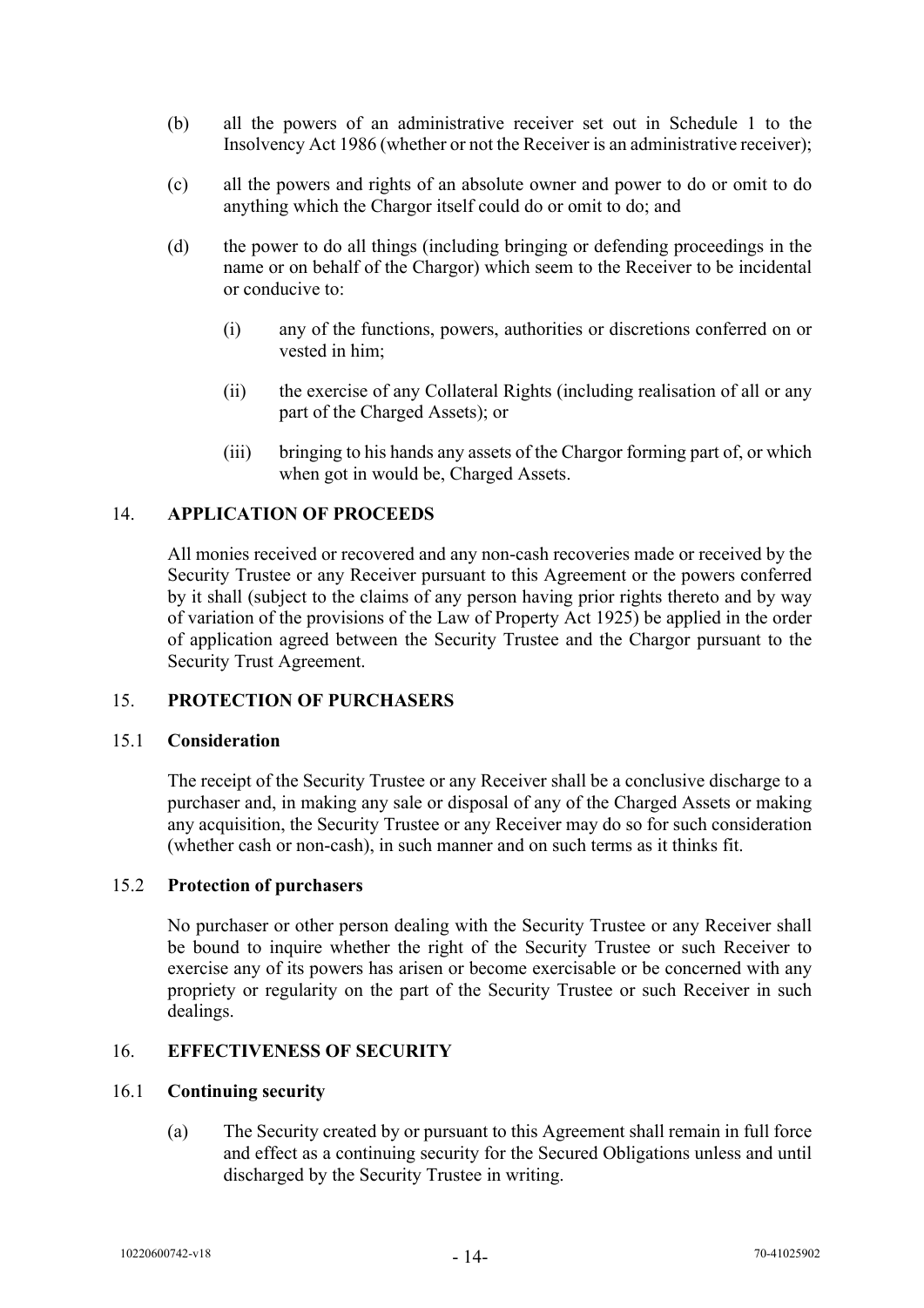(b) all the powers of an administrative receiver set out in Schedule 1 to the Insolvency Act 1986 (whether or not the Receiver is an administrative receiver);

(c) all the powers and rights of an absolute owner and power to do or omit to do anything which the Chargor itself could do or omit to do; and

(d) the power to do all things (including bringing or defending proceedings in the name or on behalf of the Chargor) which seem to the Receiver to be incidental or conducive to:

  (i) any of the functions, powers, authorities or discretions conferred on or vested in him;

  (ii) the exercise of any Collateral Rights (including realisation of all or any part of the Charged Assets); or

  (iii) bringing to his hands any assets of the Chargor forming part of, or which when got in would be, Charged Assets.

## 14. APPLICATION OF PROCEEDS

All monies received or recovered and any non-cash recoveries made or received by the Security Trustee or any Receiver pursuant to this Agreement or the powers conferred by it shall (subject to the claims of any person having prior rights thereto and by way of variation of the provisions of the Law of Property Act 1925) be applied in the order of application agreed between the Security Trustee and the Chargor pursuant to the Security Trust Agreement.

## 15. PROTECTION OF PURCHASERS

### 15.1 Consideration

The receipt of the Security Trustee or any Receiver shall be a conclusive discharge to a purchaser and, in making any sale or disposal of any of the Charged Assets or making any acquisition, the Security Trustee or any Receiver may do so for such consideration (whether cash or non-cash), in such manner and on such terms as it thinks fit.

### 15.2 Protection of purchasers

No purchaser or other person dealing with the Security Trustee or any Receiver shall be bound to inquire whether the right of the Security Trustee or such Receiver to exercise any of its powers has arisen or become exercisable or be concerned with any propriety or regularity on the part of the Security Trustee or such Receiver in such dealings.

## 16. EFFECTIVENESS OF SECURITY

### 16.1 Continuing security

(a) The Security created by or pursuant to this Agreement shall remain in full force and effect as a continuing security for the Secured Obligations unless and until discharged by the Security Trustee in writing.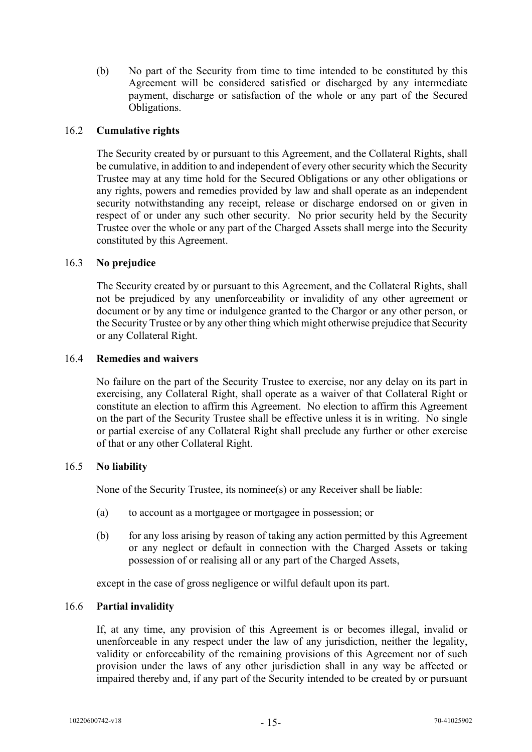(b) No part of the Security from time to time intended to be constituted by this Agreement will be considered satisfied or discharged by any intermediate payment, discharge or satisfaction of the whole or any part of the Secured Obligations.

16.2 **Cumulative rights**

The Security created by or pursuant to this Agreement, and the Collateral Rights, shall be cumulative, in addition to and independent of every other security which the Security Trustee may at any time hold for the Secured Obligations or any other obligations or any rights, powers and remedies provided by law and shall operate as an independent security notwithstanding any receipt, release or discharge endorsed on or given in respect of or under any such other security. No prior security held by the Security Trustee over the whole or any part of the Charged Assets shall merge into the Security constituted by this Agreement.

16.3 **No prejudice**

The Security created by or pursuant to this Agreement, and the Collateral Rights, shall not be prejudiced by any unenforceability or invalidity of any other agreement or document or by any time or indulgence granted to the Chargor or any other person, or the Security Trustee or by any other thing which might otherwise prejudice that Security or any Collateral Right.

16.4 **Remedies and waivers**

No failure on the part of the Security Trustee to exercise, nor any delay on its part in exercising, any Collateral Right, shall operate as a waiver of that Collateral Right or constitute an election to affirm this Agreement. No election to affirm this Agreement on the part of the Security Trustee shall be effective unless it is in writing. No single or partial exercise of any Collateral Right shall preclude any further or other exercise of that or any other Collateral Right.

16.5 **No liability**

None of the Security Trustee, its nominee(s) or any Receiver shall be liable:

(a) to account as a mortgagee or mortgagee in possession; or

(b) for any loss arising by reason of taking any action permitted by this Agreement or any neglect or default in connection with the Charged Assets or taking possession of or realising all or any part of the Charged Assets,

except in the case of gross negligence or wilful default upon its part.

16.6 **Partial invalidity**

If, at any time, any provision of this Agreement is or becomes illegal, invalid or unenforceable in any respect under the law of any jurisdiction, neither the legality, validity or enforceability of the remaining provisions of this Agreement nor of such provision under the laws of any other jurisdiction shall in any way be affected or impaired thereby and, if any part of the Security intended to be created by or pursuant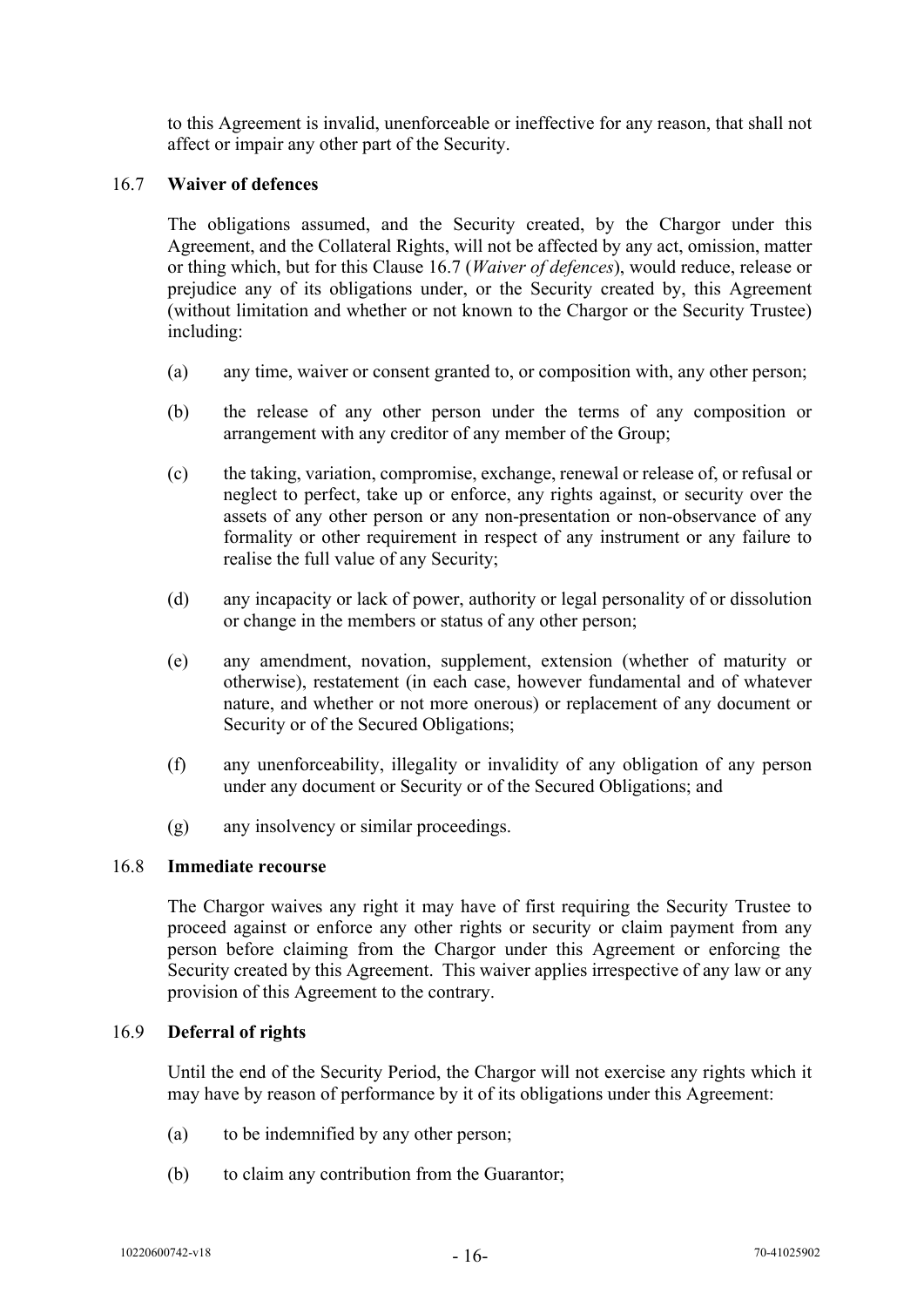to this Agreement is invalid, unenforceable or ineffective for any reason, that shall not affect or impair any other part of the Security.

### 16.7 Waiver of defences

The obligations assumed, and the Security created, by the Chargor under this Agreement, and the Collateral Rights, will not be affected by any act, omission, matter or thing which, but for this Clause 16.7 (*Waiver of defences*), would reduce, release or prejudice any of its obligations under, or the Security created by, this Agreement (without limitation and whether or not known to the Chargor or the Security Trustee) including:

(a) any time, waiver or consent granted to, or composition with, any other person;

(b) the release of any other person under the terms of any composition or arrangement with any creditor of any member of the Group;

(c) the taking, variation, compromise, exchange, renewal or release of, or refusal or neglect to perfect, take up or enforce, any rights against, or security over the assets of any other person or any non-presentation or non-observance of any formality or other requirement in respect of any instrument or any failure to realise the full value of any Security;

(d) any incapacity or lack of power, authority or legal personality of or dissolution or change in the members or status of any other person;

(e) any amendment, novation, supplement, extension (whether of maturity or otherwise), restatement (in each case, however fundamental and of whatever nature, and whether or not more onerous) or replacement of any document or Security or of the Secured Obligations;

(f) any unenforceability, illegality or invalidity of any obligation of any person under any document or Security or of the Secured Obligations; and

(g) any insolvency or similar proceedings.

### 16.8 Immediate recourse

The Chargor waives any right it may have of first requiring the Security Trustee to proceed against or enforce any other rights or security or claim payment from any person before claiming from the Chargor under this Agreement or enforcing the Security created by this Agreement. This waiver applies irrespective of any law or any provision of this Agreement to the contrary.

### 16.9 Deferral of rights

Until the end of the Security Period, the Chargor will not exercise any rights which it may have by reason of performance by it of its obligations under this Agreement:

(a) to be indemnified by any other person;

(b) to claim any contribution from the Guarantor;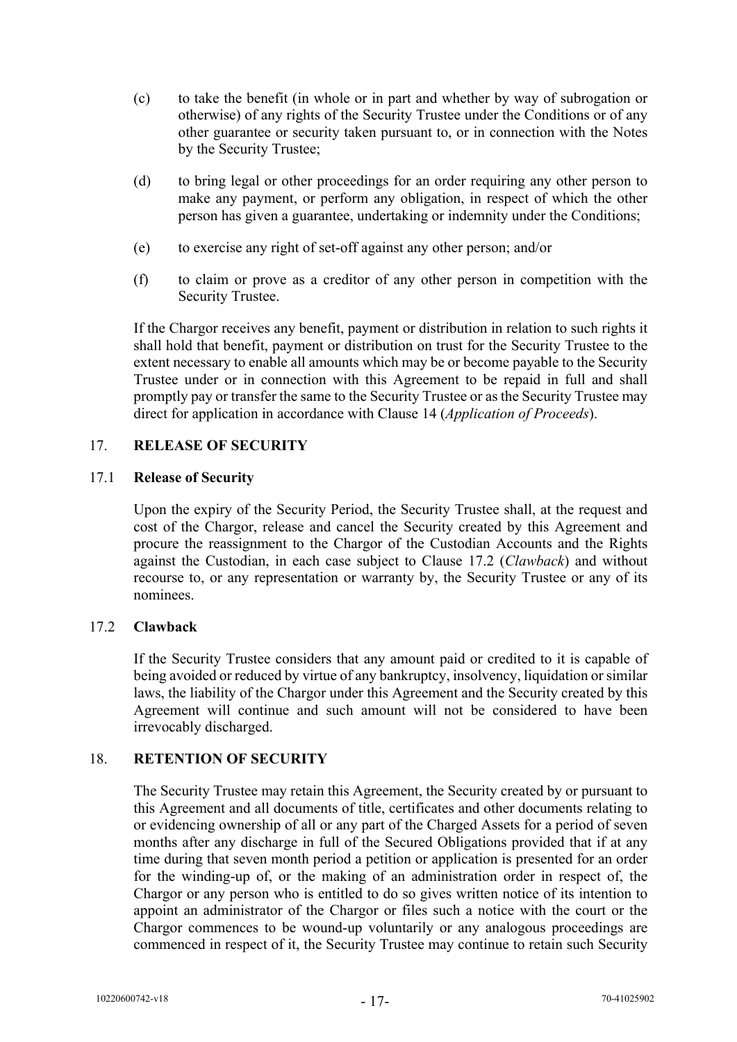(c) to take the benefit (in whole or in part and whether by way of subrogation or otherwise) of any rights of the Security Trustee under the Conditions or of any other guarantee or security taken pursuant to, or in connection with the Notes by the Security Trustee;

(d) to bring legal or other proceedings for an order requiring any other person to make any payment, or perform any obligation, in respect of which the other person has given a guarantee, undertaking or indemnity under the Conditions;

(e) to exercise any right of set-off against any other person; and/or

(f) to claim or prove as a creditor of any other person in competition with the Security Trustee.

If the Chargor receives any benefit, payment or distribution in relation to such rights it shall hold that benefit, payment or distribution on trust for the Security Trustee to the extent necessary to enable all amounts which may be or become payable to the Security Trustee under or in connection with this Agreement to be repaid in full and shall promptly pay or transfer the same to the Security Trustee or as the Security Trustee may direct for application in accordance with Clause 14 (*Application of Proceeds*).

## 17. RELEASE OF SECURITY

### 17.1 Release of Security

Upon the expiry of the Security Period, the Security Trustee shall, at the request and cost of the Chargor, release and cancel the Security created by this Agreement and procure the reassignment to the Chargor of the Custodian Accounts and the Rights against the Custodian, in each case subject to Clause 17.2 (*Clawback*) and without recourse to, or any representation or warranty by, the Security Trustee or any of its nominees.

### 17.2 Clawback

If the Security Trustee considers that any amount paid or credited to it is capable of being avoided or reduced by virtue of any bankruptcy, insolvency, liquidation or similar laws, the liability of the Chargor under this Agreement and the Security created by this Agreement will continue and such amount will not be considered to have been irrevocably discharged.

## 18. RETENTION OF SECURITY

The Security Trustee may retain this Agreement, the Security created by or pursuant to this Agreement and all documents of title, certificates and other documents relating to or evidencing ownership of all or any part of the Charged Assets for a period of seven months after any discharge in full of the Secured Obligations provided that if at any time during that seven month period a petition or application is presented for an order for the winding-up of, or the making of an administration order in respect of, the Chargor or any person who is entitled to do so gives written notice of its intention to appoint an administrator of the Chargor or files such a notice with the court or the Chargor commences to be wound-up voluntarily or any analogous proceedings are commenced in respect of it, the Security Trustee may continue to retain such Security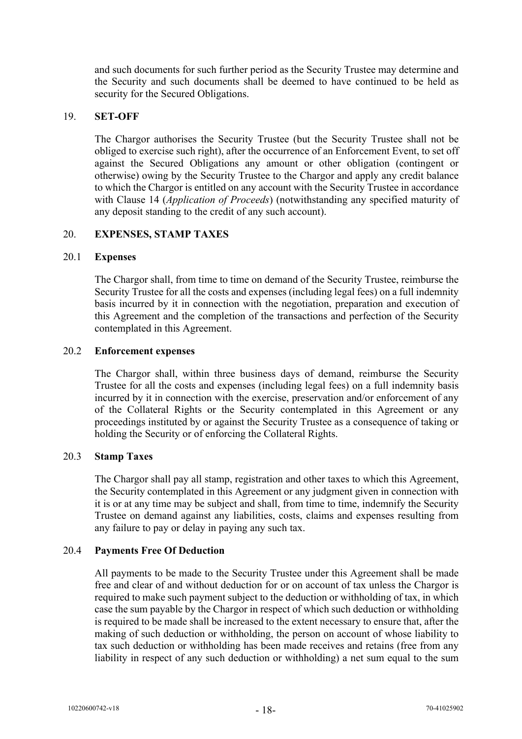and such documents for such further period as the Security Trustee may determine and the Security and such documents shall be deemed to have continued to be held as security for the Secured Obligations.

## 19. SET-OFF

The Chargor authorises the Security Trustee (but the Security Trustee shall not be obliged to exercise such right), after the occurrence of an Enforcement Event, to set off against the Secured Obligations any amount or other obligation (contingent or otherwise) owing by the Security Trustee to the Chargor and apply any credit balance to which the Chargor is entitled on any account with the Security Trustee in accordance with Clause 14 (*Application of Proceeds*) (notwithstanding any specified maturity of any deposit standing to the credit of any such account).

## 20. EXPENSES, STAMP TAXES

### 20.1 Expenses

The Chargor shall, from time to time on demand of the Security Trustee, reimburse the Security Trustee for all the costs and expenses (including legal fees) on a full indemnity basis incurred by it in connection with the negotiation, preparation and execution of this Agreement and the completion of the transactions and perfection of the Security contemplated in this Agreement.

### 20.2 Enforcement expenses

The Chargor shall, within three business days of demand, reimburse the Security Trustee for all the costs and expenses (including legal fees) on a full indemnity basis incurred by it in connection with the exercise, preservation and/or enforcement of any of the Collateral Rights or the Security contemplated in this Agreement or any proceedings instituted by or against the Security Trustee as a consequence of taking or holding the Security or of enforcing the Collateral Rights.

### 20.3 Stamp Taxes

The Chargor shall pay all stamp, registration and other taxes to which this Agreement, the Security contemplated in this Agreement or any judgment given in connection with it is or at any time may be subject and shall, from time to time, indemnify the Security Trustee on demand against any liabilities, costs, claims and expenses resulting from any failure to pay or delay in paying any such tax.

### 20.4 Payments Free Of Deduction

All payments to be made to the Security Trustee under this Agreement shall be made free and clear of and without deduction for or on account of tax unless the Chargor is required to make such payment subject to the deduction or withholding of tax, in which case the sum payable by the Chargor in respect of which such deduction or withholding is required to be made shall be increased to the extent necessary to ensure that, after the making of such deduction or withholding, the person on account of whose liability to tax such deduction or withholding has been made receives and retains (free from any liability in respect of any such deduction or withholding) a net sum equal to the sum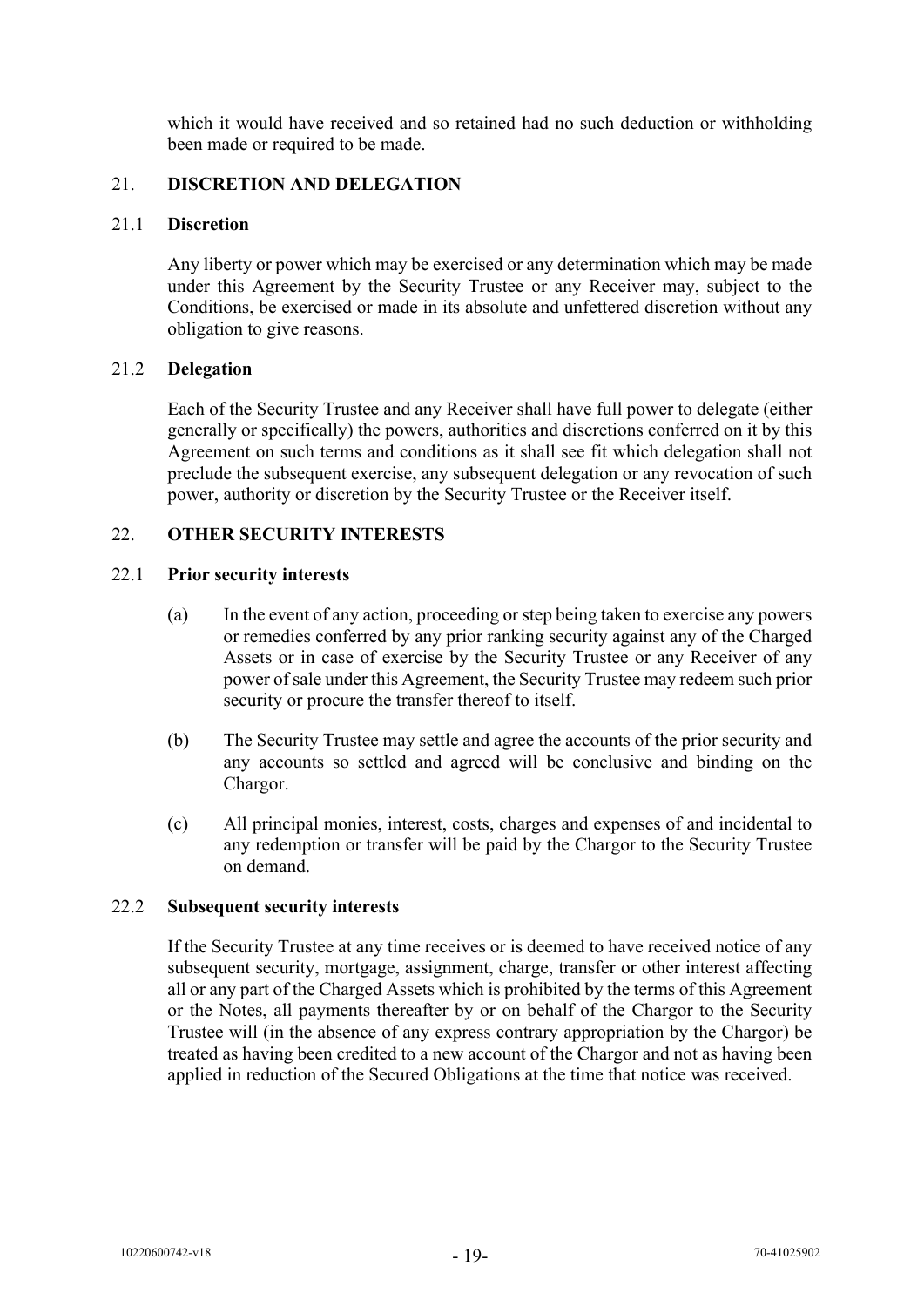which it would have received and so retained had no such deduction or withholding been made or required to be made.

## 21. DISCRETION AND DELEGATION

### 21.1 Discretion

Any liberty or power which may be exercised or any determination which may be made under this Agreement by the Security Trustee or any Receiver may, subject to the Conditions, be exercised or made in its absolute and unfettered discretion without any obligation to give reasons.

### 21.2 Delegation

Each of the Security Trustee and any Receiver shall have full power to delegate (either generally or specifically) the powers, authorities and discretions conferred on it by this Agreement on such terms and conditions as it shall see fit which delegation shall not preclude the subsequent exercise, any subsequent delegation or any revocation of such power, authority or discretion by the Security Trustee or the Receiver itself.

## 22. OTHER SECURITY INTERESTS

### 22.1 Prior security interests

(a) In the event of any action, proceeding or step being taken to exercise any powers or remedies conferred by any prior ranking security against any of the Charged Assets or in case of exercise by the Security Trustee or any Receiver of any power of sale under this Agreement, the Security Trustee may redeem such prior security or procure the transfer thereof to itself.

(b) The Security Trustee may settle and agree the accounts of the prior security and any accounts so settled and agreed will be conclusive and binding on the Chargor.

(c) All principal monies, interest, costs, charges and expenses of and incidental to any redemption or transfer will be paid by the Chargor to the Security Trustee on demand.

### 22.2 Subsequent security interests

If the Security Trustee at any time receives or is deemed to have received notice of any subsequent security, mortgage, assignment, charge, transfer or other interest affecting all or any part of the Charged Assets which is prohibited by the terms of this Agreement or the Notes, all payments thereafter by or on behalf of the Chargor to the Security Trustee will (in the absence of any express contrary appropriation by the Chargor) be treated as having been credited to a new account of the Chargor and not as having been applied in reduction of the Secured Obligations at the time that notice was received.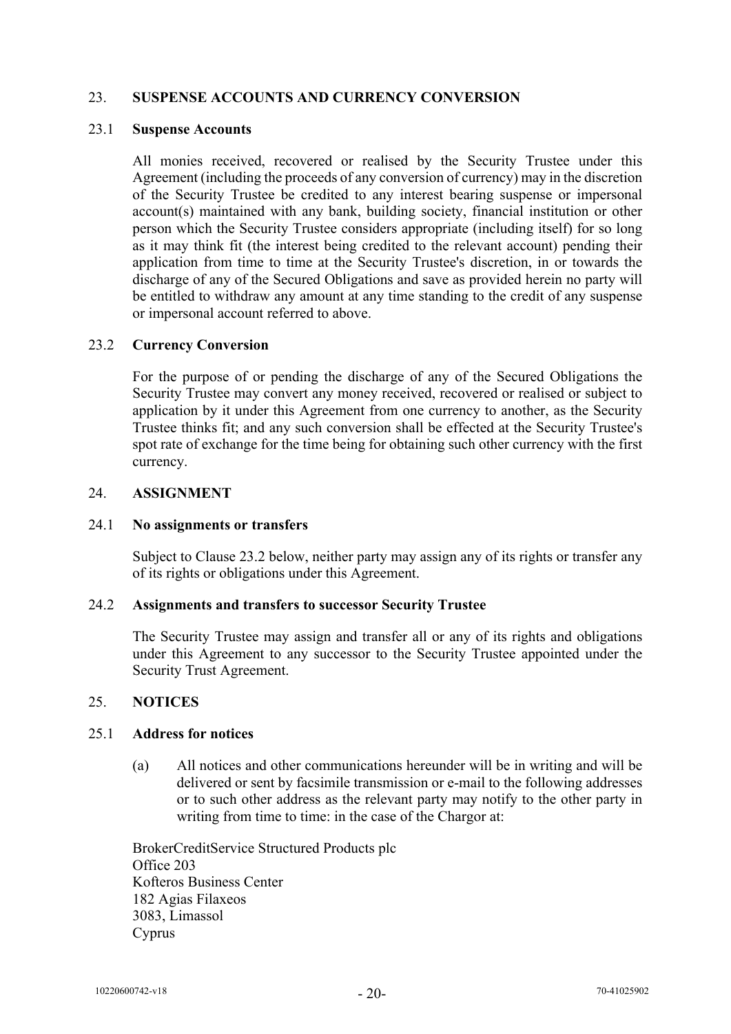## 23. SUSPENSE ACCOUNTS AND CURRENCY CONVERSION

### 23.1 Suspense Accounts

All monies received, recovered or realised by the Security Trustee under this Agreement (including the proceeds of any conversion of currency) may in the discretion of the Security Trustee be credited to any interest bearing suspense or impersonal account(s) maintained with any bank, building society, financial institution or other person which the Security Trustee considers appropriate (including itself) for so long as it may think fit (the interest being credited to the relevant account) pending their application from time to time at the Security Trustee's discretion, in or towards the discharge of any of the Secured Obligations and save as provided herein no party will be entitled to withdraw any amount at any time standing to the credit of any suspense or impersonal account referred to above.

### 23.2 Currency Conversion

For the purpose of or pending the discharge of any of the Secured Obligations the Security Trustee may convert any money received, recovered or realised or subject to application by it under this Agreement from one currency to another, as the Security Trustee thinks fit; and any such conversion shall be effected at the Security Trustee's spot rate of exchange for the time being for obtaining such other currency with the first currency.

## 24. ASSIGNMENT

### 24.1 No assignments or transfers

Subject to Clause 23.2 below, neither party may assign any of its rights or transfer any of its rights or obligations under this Agreement.

### 24.2 Assignments and transfers to successor Security Trustee

The Security Trustee may assign and transfer all or any of its rights and obligations under this Agreement to any successor to the Security Trustee appointed under the Security Trust Agreement.

## 25. NOTICES

### 25.1 Address for notices

(a) All notices and other communications hereunder will be in writing and will be delivered or sent by facsimile transmission or e-mail to the following addresses or to such other address as the relevant party may notify to the other party in writing from time to time: in the case of the Chargor at:

BrokerCreditService Structured Products plc
Office 203
Kofteros Business Center
182 Agias Filaxeos
3083, Limassol
Cyprus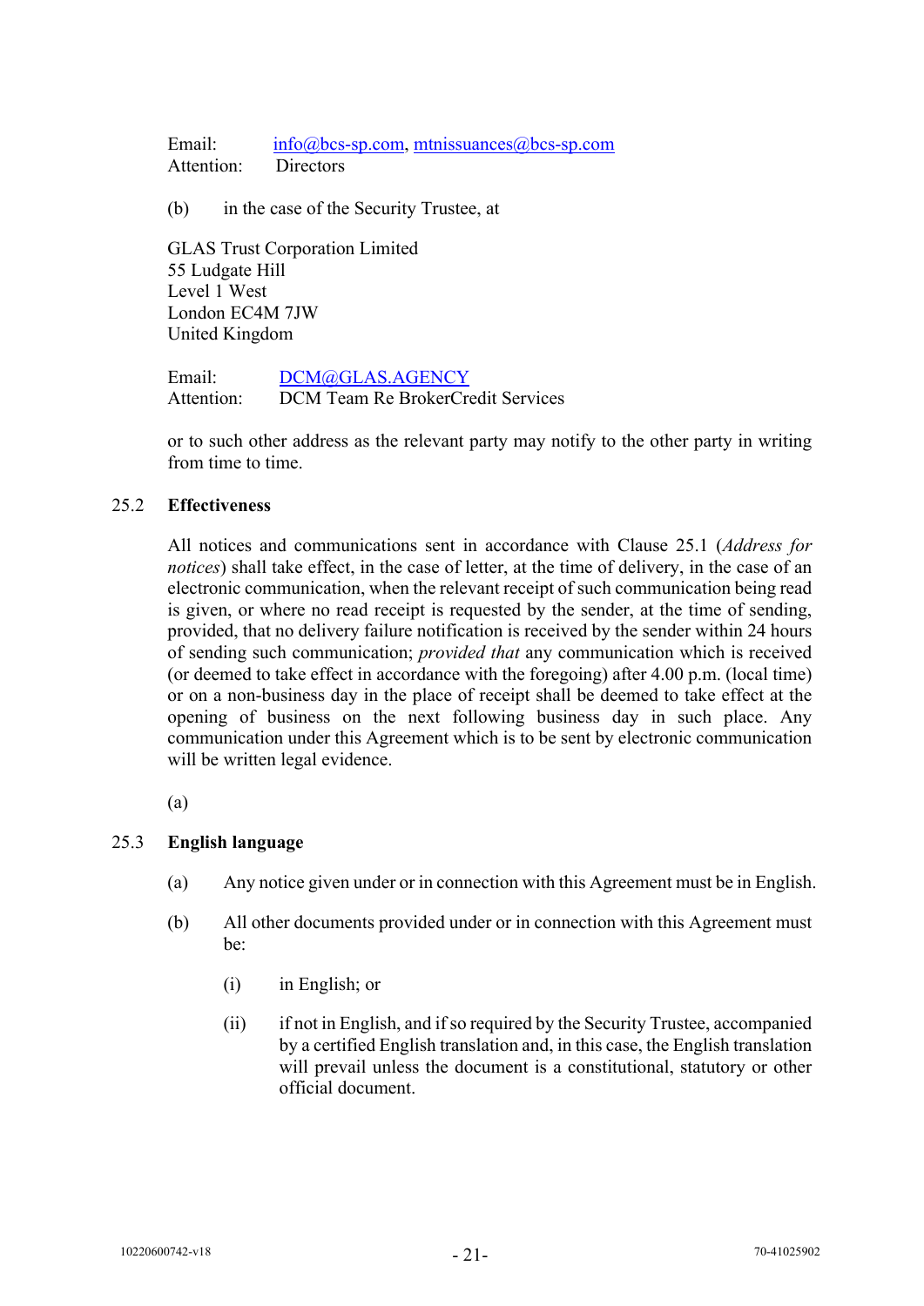Email: info@bcs-sp.com, mtnissuances@bcs-sp.com
Attention: Directors

(b) in the case of the Security Trustee, at

GLAS Trust Corporation Limited
55 Ludgate Hill
Level 1 West
London EC4M 7JW
United Kingdom

Email: DCM@GLAS.AGENCY
Attention: DCM Team Re BrokerCredit Services

or to such other address as the relevant party may notify to the other party in writing from time to time.

25.2 **Effectiveness**

All notices and communications sent in accordance with Clause 25.1 (*Address for notices*) shall take effect, in the case of letter, at the time of delivery, in the case of an electronic communication, when the relevant receipt of such communication being read is given, or where no read receipt is requested by the sender, at the time of sending, provided, that no delivery failure notification is received by the sender within 24 hours of sending such communication; *provided that* any communication which is received (or deemed to take effect in accordance with the foregoing) after 4.00 p.m. (local time) or on a non-business day in the place of receipt shall be deemed to take effect at the opening of business on the next following business day in such place. Any communication under this Agreement which is to be sent by electronic communication will be written legal evidence.

(a)

25.3 **English language**

(a) Any notice given under or in connection with this Agreement must be in English.

(b) All other documents provided under or in connection with this Agreement must be:

(i) in English; or

(ii) if not in English, and if so required by the Security Trustee, accompanied by a certified English translation and, in this case, the English translation will prevail unless the document is a constitutional, statutory or other official document.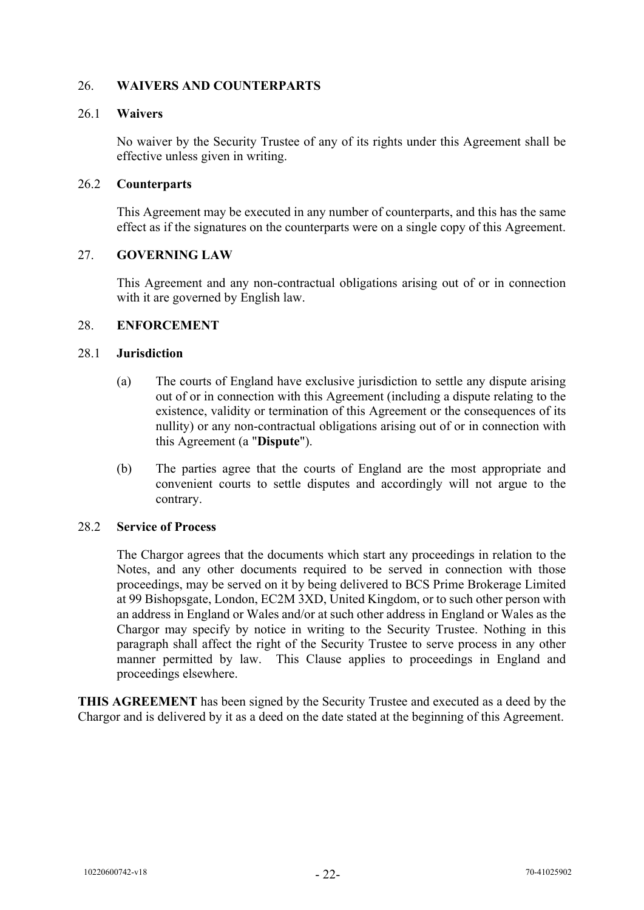## 26. WAIVERS AND COUNTERPARTS

### 26.1 Waivers

No waiver by the Security Trustee of any of its rights under this Agreement shall be effective unless given in writing.

### 26.2 Counterparts

This Agreement may be executed in any number of counterparts, and this has the same effect as if the signatures on the counterparts were on a single copy of this Agreement.

## 27. GOVERNING LAW

This Agreement and any non-contractual obligations arising out of or in connection with it are governed by English law.

## 28. ENFORCEMENT

### 28.1 Jurisdiction

(a) The courts of England have exclusive jurisdiction to settle any dispute arising out of or in connection with this Agreement (including a dispute relating to the existence, validity or termination of this Agreement or the consequences of its nullity) or any non-contractual obligations arising out of or in connection with this Agreement (a "**Dispute**").

(b) The parties agree that the courts of England are the most appropriate and convenient courts to settle disputes and accordingly will not argue to the contrary.

### 28.2 Service of Process

The Chargor agrees that the documents which start any proceedings in relation to the Notes, and any other documents required to be served in connection with those proceedings, may be served on it by being delivered to BCS Prime Brokerage Limited at 99 Bishopsgate, London, EC2M 3XD, United Kingdom, or to such other person with an address in England or Wales and/or at such other address in England or Wales as the Chargor may specify by notice in writing to the Security Trustee. Nothing in this paragraph shall affect the right of the Security Trustee to serve process in any other manner permitted by law. This Clause applies to proceedings in England and proceedings elsewhere.

**THIS AGREEMENT** has been signed by the Security Trustee and executed as a deed by the Chargor and is delivered by it as a deed on the date stated at the beginning of this Agreement.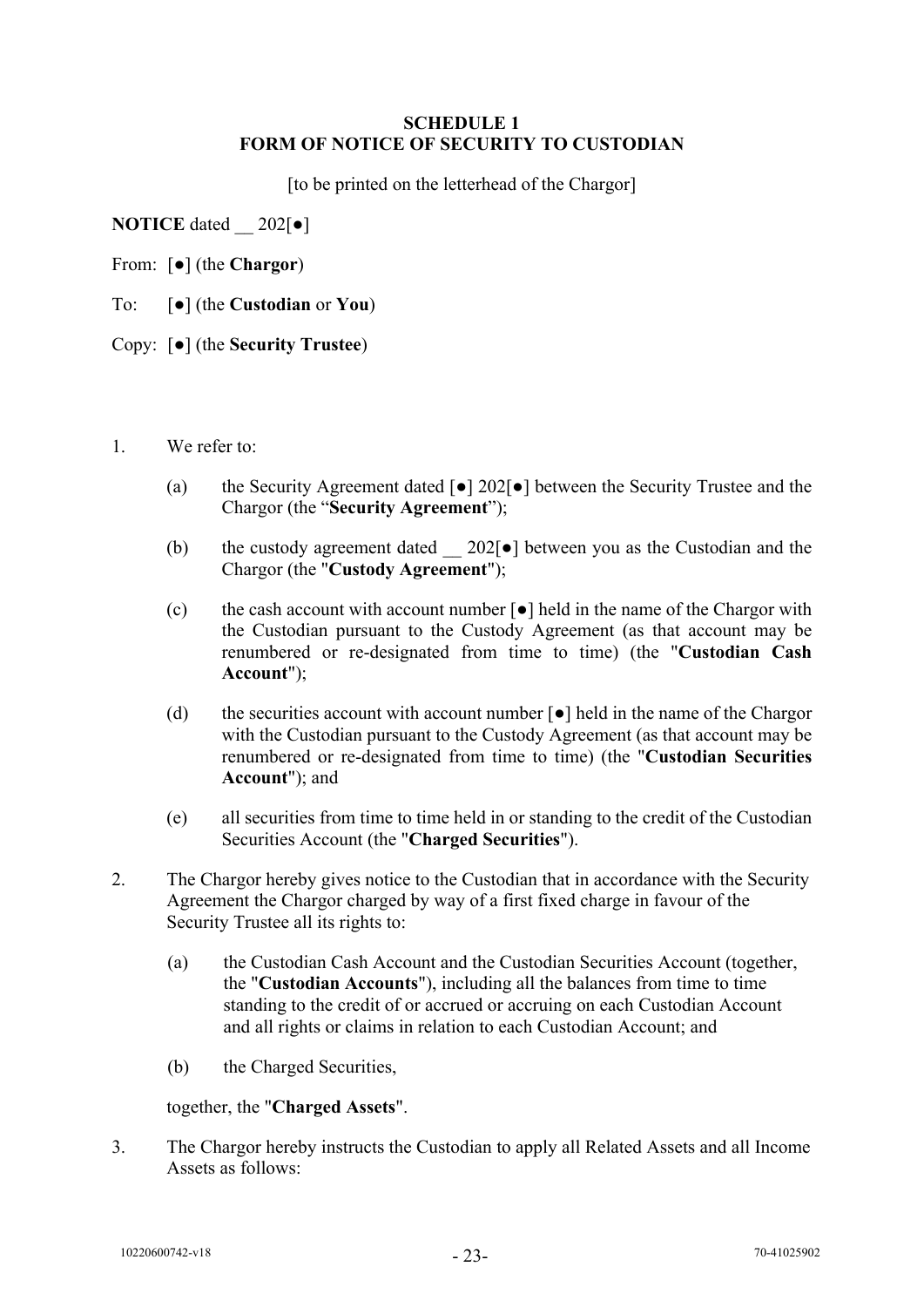**SCHEDULE 1**
**FORM OF NOTICE OF SECURITY TO CUSTODIAN**

[to be printed on the letterhead of the Chargor]

**NOTICE** dated __ 202[●]

From: [●] (the **Chargor**)

To: [●] (the **Custodian** or **You**)

Copy: [●] (the **Security Trustee**)

1. We refer to:

   (a) the Security Agreement dated [●] 202[●] between the Security Trustee and the Chargor (the "**Security Agreement**");

   (b) the custody agreement dated __ 202[●] between you as the Custodian and the Chargor (the "**Custody Agreement**");

   (c) the cash account with account number [●] held in the name of the Chargor with the Custodian pursuant to the Custody Agreement (as that account may be renumbered or re-designated from time to time) (the "**Custodian Cash Account**");

   (d) the securities account with account number [●] held in the name of the Chargor with the Custodian pursuant to the Custody Agreement (as that account may be renumbered or re-designated from time to time) (the "**Custodian Securities Account**"); and

   (e) all securities from time to time held in or standing to the credit of the Custodian Securities Account (the "**Charged Securities**").

2. The Chargor hereby gives notice to the Custodian that in accordance with the Security Agreement the Chargor charged by way of a first fixed charge in favour of the Security Trustee all its rights to:

   (a) the Custodian Cash Account and the Custodian Securities Account (together, the "**Custodian Accounts**"), including all the balances from time to time standing to the credit of or accrued or accruing on each Custodian Account and all rights or claims in relation to each Custodian Account; and

   (b) the Charged Securities,

   together, the "**Charged Assets**".

3. The Chargor hereby instructs the Custodian to apply all Related Assets and all Income Assets as follows: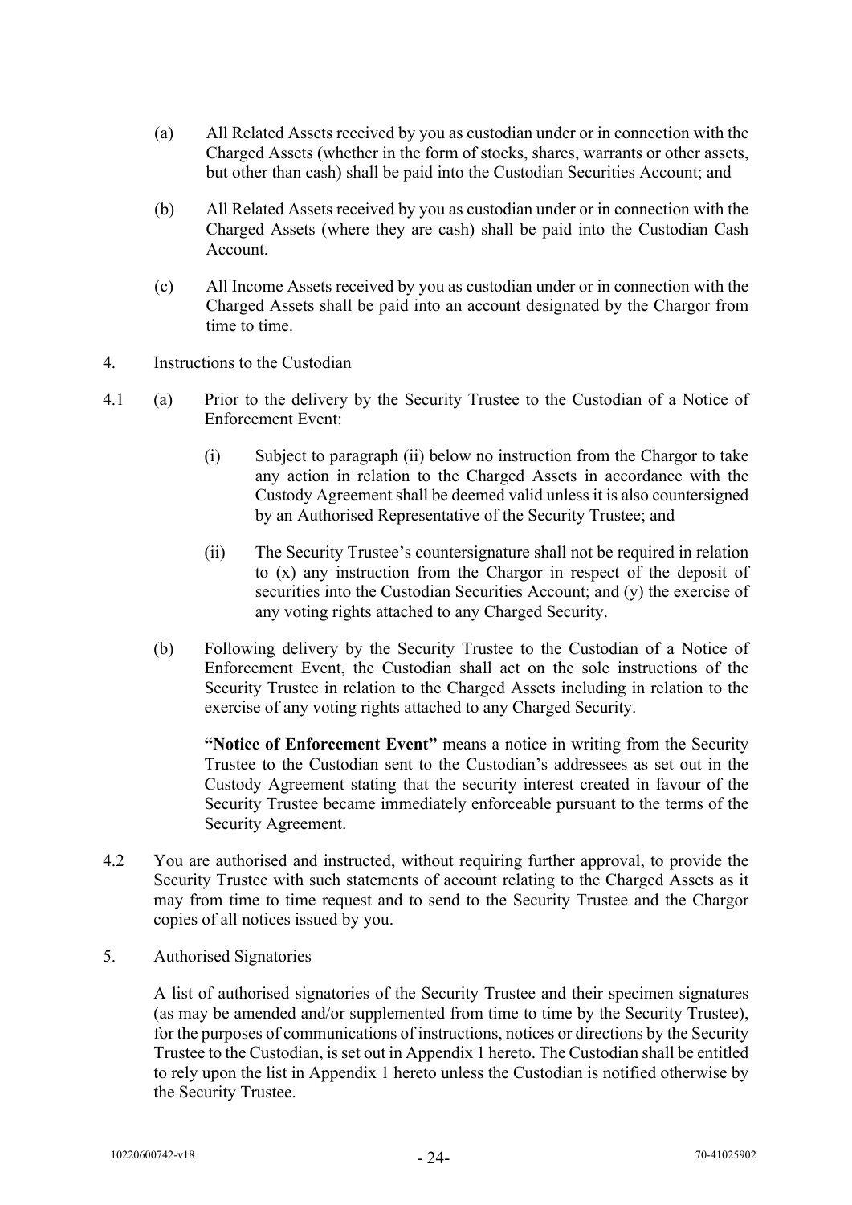(a) All Related Assets received by you as custodian under or in connection with the Charged Assets (whether in the form of stocks, shares, warrants or other assets, but other than cash) shall be paid into the Custodian Securities Account; and

(b) All Related Assets received by you as custodian under or in connection with the Charged Assets (where they are cash) shall be paid into the Custodian Cash Account.

(c) All Income Assets received by you as custodian under or in connection with the Charged Assets shall be paid into an account designated by the Chargor from time to time.

4. Instructions to the Custodian

4.1 (a) Prior to the delivery by the Security Trustee to the Custodian of a Notice of Enforcement Event:

(i) Subject to paragraph (ii) below no instruction from the Chargor to take any action in relation to the Charged Assets in accordance with the Custody Agreement shall be deemed valid unless it is also countersigned by an Authorised Representative of the Security Trustee; and

(ii) The Security Trustee's countersignature shall not be required in relation to (x) any instruction from the Chargor in respect of the deposit of securities into the Custodian Securities Account; and (y) the exercise of any voting rights attached to any Charged Security.

(b) Following delivery by the Security Trustee to the Custodian of a Notice of Enforcement Event, the Custodian shall act on the sole instructions of the Security Trustee in relation to the Charged Assets including in relation to the exercise of any voting rights attached to any Charged Security.

**"Notice of Enforcement Event"** means a notice in writing from the Security Trustee to the Custodian sent to the Custodian's addressees as set out in the Custody Agreement stating that the security interest created in favour of the Security Trustee became immediately enforceable pursuant to the terms of the Security Agreement.

4.2 You are authorised and instructed, without requiring further approval, to provide the Security Trustee with such statements of account relating to the Charged Assets as it may from time to time request and to send to the Security Trustee and the Chargor copies of all notices issued by you.

5. Authorised Signatories

A list of authorised signatories of the Security Trustee and their specimen signatures (as may be amended and/or supplemented from time to time by the Security Trustee), for the purposes of communications of instructions, notices or directions by the Security Trustee to the Custodian, is set out in Appendix 1 hereto. The Custodian shall be entitled to rely upon the list in Appendix 1 hereto unless the Custodian is notified otherwise by the Security Trustee.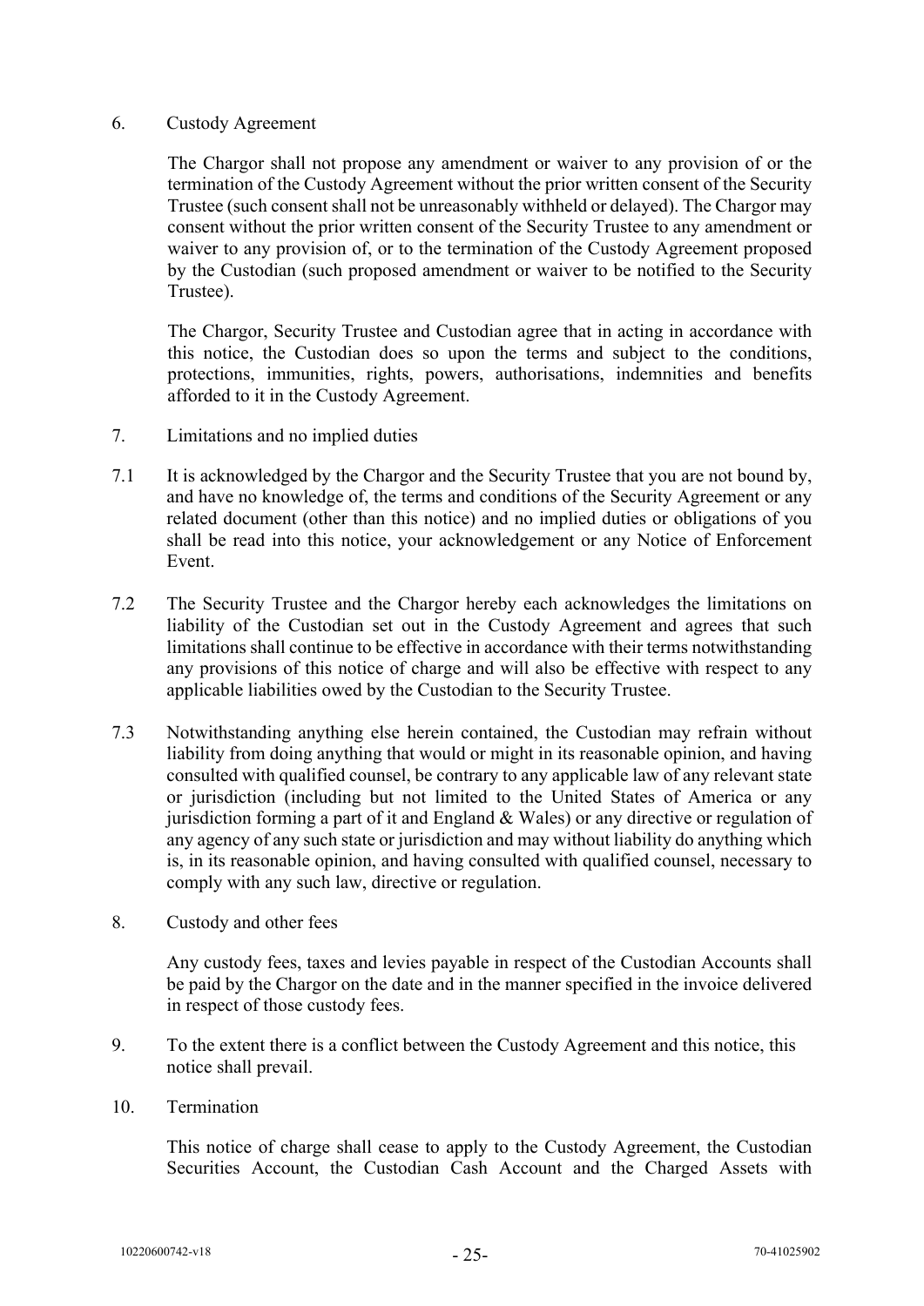6. Custody Agreement

   The Chargor shall not propose any amendment or waiver to any provision of or the termination of the Custody Agreement without the prior written consent of the Security Trustee (such consent shall not be unreasonably withheld or delayed). The Chargor may consent without the prior written consent of the Security Trustee to any amendment or waiver to any provision of, or to the termination of the Custody Agreement proposed by the Custodian (such proposed amendment or waiver to be notified to the Security Trustee).

   The Chargor, Security Trustee and Custodian agree that in acting in accordance with this notice, the Custodian does so upon the terms and subject to the conditions, protections, immunities, rights, powers, authorisations, indemnities and benefits afforded to it in the Custody Agreement.

7. Limitations and no implied duties

7.1 It is acknowledged by the Chargor and the Security Trustee that you are not bound by, and have no knowledge of, the terms and conditions of the Security Agreement or any related document (other than this notice) and no implied duties or obligations of you shall be read into this notice, your acknowledgement or any Notice of Enforcement Event.

7.2 The Security Trustee and the Chargor hereby each acknowledges the limitations on liability of the Custodian set out in the Custody Agreement and agrees that such limitations shall continue to be effective in accordance with their terms notwithstanding any provisions of this notice of charge and will also be effective with respect to any applicable liabilities owed by the Custodian to the Security Trustee.

7.3 Notwithstanding anything else herein contained, the Custodian may refrain without liability from doing anything that would or might in its reasonable opinion, and having consulted with qualified counsel, be contrary to any applicable law of any relevant state or jurisdiction (including but not limited to the United States of America or any jurisdiction forming a part of it and England & Wales) or any directive or regulation of any agency of any such state or jurisdiction and may without liability do anything which is, in its reasonable opinion, and having consulted with qualified counsel, necessary to comply with any such law, directive or regulation.

8. Custody and other fees

   Any custody fees, taxes and levies payable in respect of the Custodian Accounts shall be paid by the Chargor on the date and in the manner specified in the invoice delivered in respect of those custody fees.

9. To the extent there is a conflict between the Custody Agreement and this notice, this notice shall prevail.

10. Termination

    This notice of charge shall cease to apply to the Custody Agreement, the Custodian Securities Account, the Custodian Cash Account and the Charged Assets with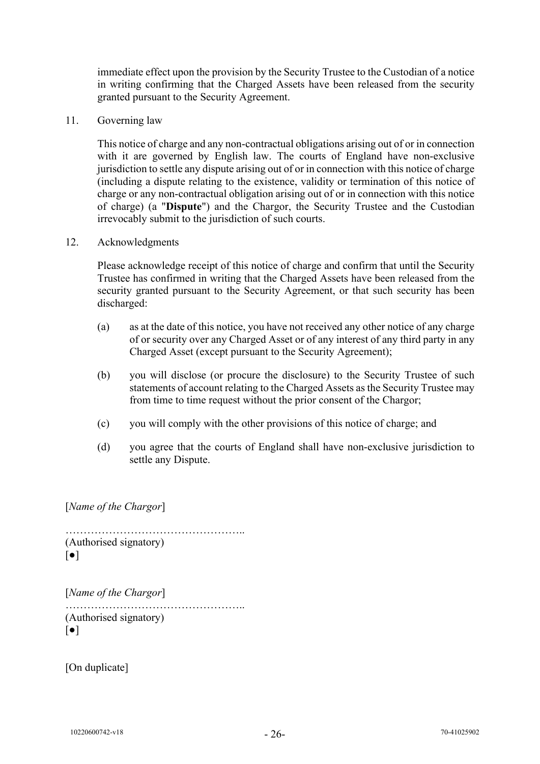immediate effect upon the provision by the Security Trustee to the Custodian of a notice in writing confirming that the Charged Assets have been released from the security granted pursuant to the Security Agreement.

11. Governing law

This notice of charge and any non-contractual obligations arising out of or in connection with it are governed by English law. The courts of England have non-exclusive jurisdiction to settle any dispute arising out of or in connection with this notice of charge (including a dispute relating to the existence, validity or termination of this notice of charge or any non-contractual obligation arising out of or in connection with this notice of charge) (a "**Dispute**") and the Chargor, the Security Trustee and the Custodian irrevocably submit to the jurisdiction of such courts.

12. Acknowledgments

Please acknowledge receipt of this notice of charge and confirm that until the Security Trustee has confirmed in writing that the Charged Assets have been released from the security granted pursuant to the Security Agreement, or that such security has been discharged:

(a) as at the date of this notice, you have not received any other notice of any charge of or security over any Charged Asset or of any interest of any third party in any Charged Asset (except pursuant to the Security Agreement);

(b) you will disclose (or procure the disclosure) to the Security Trustee of such statements of account relating to the Charged Assets as the Security Trustee may from time to time request without the prior consent of the Chargor;

(c) you will comply with the other provisions of this notice of charge; and

(d) you agree that the courts of England shall have non-exclusive jurisdiction to settle any Dispute.

[*Name of the Chargor*]

…………………………………………..
(Authorised signatory)
[●]

[*Name of the Chargor*]
…………………………………………..
(Authorised signatory)
[●]

[On duplicate]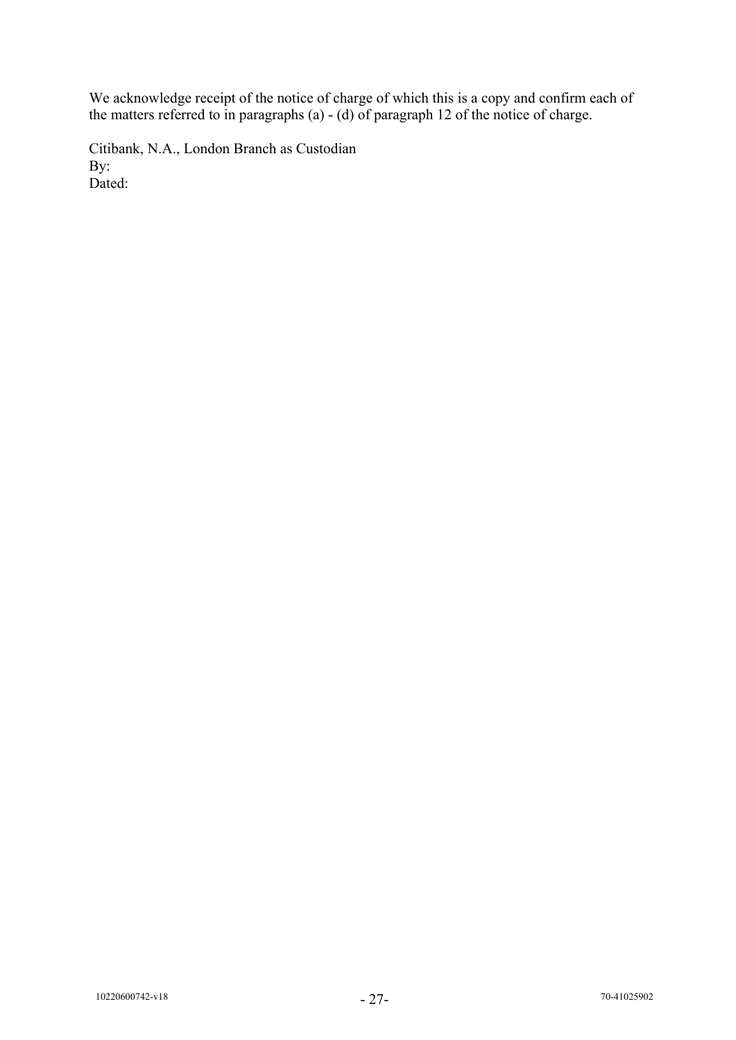We acknowledge receipt of the notice of charge of which this is a copy and confirm each of the matters referred to in paragraphs (a) - (d) of paragraph 12 of the notice of charge.

Citibank, N.A., London Branch as Custodian
By:
Dated: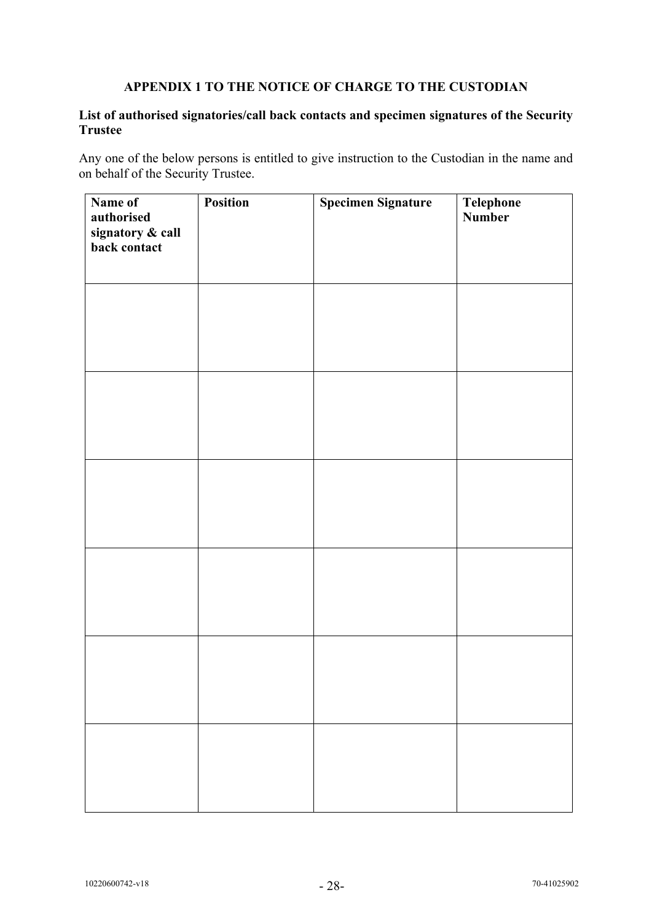**APPENDIX 1 TO THE NOTICE OF CHARGE TO THE CUSTODIAN**

**List of authorised signatories/call back contacts and specimen signatures of the Security Trustee**

Any one of the below persons is entitled to give instruction to the Custodian in the name and on behalf of the Security Trustee.

| **Name of authorised signatory & call back contact** | **Position** | **Specimen Signature** | **Telephone Number** |
|---|---|---|---|
| | | | |
| | | | |
| | | | |
| | | | |
| | | | |
| | | | |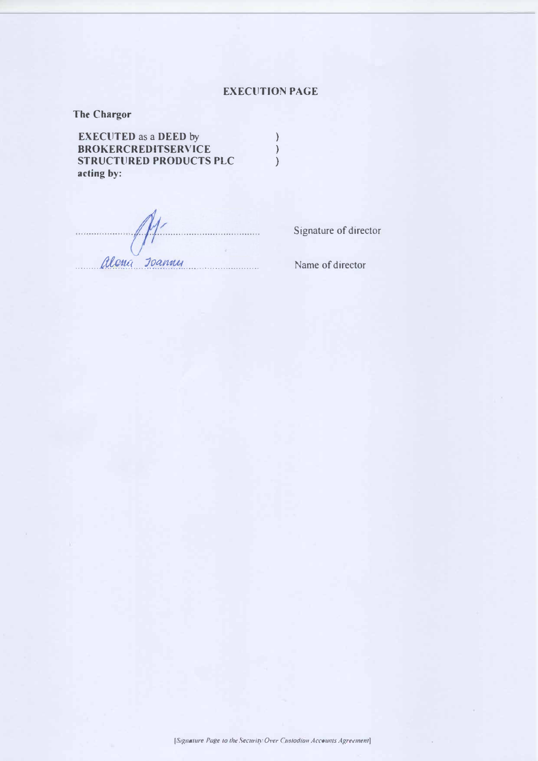## EXECUTION PAGE

**The Chargor**

**EXECUTED** as a **DEED** by )
**BROKERCREDITSERVICE** )
**STRUCTURED PRODUCTS PLC** )
**acting by:**

.................................................. Signature of director

Alena Ioannu .................................................. Name of director

*[Signature Page to the Security Over Custodian Accounts Agreement]*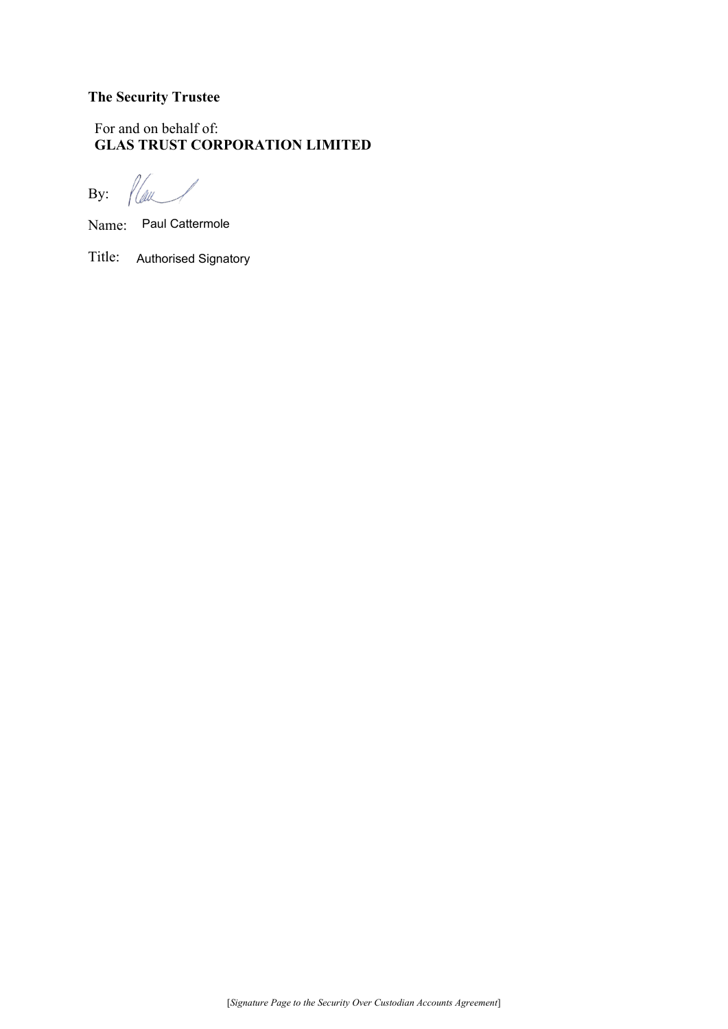**The Security Trustee**

For and on behalf of:
**GLAS TRUST CORPORATION LIMITED**

By:

Name: Paul Cattermole

Title: Authorised Signatory

[*Signature Page to the Security Over Custodian Accounts Agreement*]